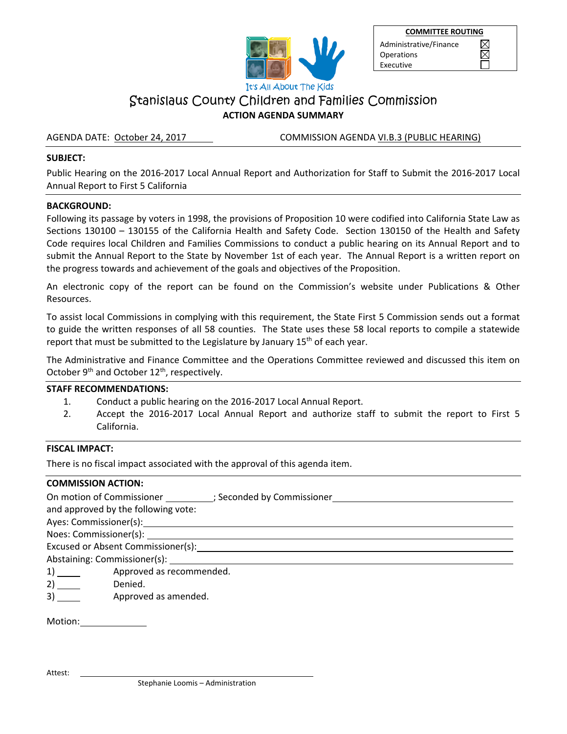| COMMITTEE ROUTING | |
|---|---|
| Administrative/Finance | ☒ |
| Operations | ☒ |
| Executive | ☐ |

It's All About The Kids

# Stanislaus County Children and Families Commission

**ACTION AGENDA SUMMARY**

AGENDA DATE: October 24, 2017 COMMISSION AGENDA VI.B.3 (PUBLIC HEARING)

**SUBJECT:**

Public Hearing on the 2016-2017 Local Annual Report and Authorization for Staff to Submit the 2016-2017 Local Annual Report to First 5 California

**BACKGROUND:**

Following its passage by voters in 1998, the provisions of Proposition 10 were codified into California State Law as Sections 130100 – 130155 of the California Health and Safety Code. Section 130150 of the Health and Safety Code requires local Children and Families Commissions to conduct a public hearing on its Annual Report and to submit the Annual Report to the State by November 1st of each year. The Annual Report is a written report on the progress towards and achievement of the goals and objectives of the Proposition.

An electronic copy of the report can be found on the Commission's website under Publications & Other Resources.

To assist local Commissions in complying with this requirement, the State First 5 Commission sends out a format to guide the written responses of all 58 counties. The State uses these 58 local reports to compile a statewide report that must be submitted to the Legislature by January 15th of each year.

The Administrative and Finance Committee and the Operations Committee reviewed and discussed this item on October 9th and October 12th, respectively.

**STAFF RECOMMENDATIONS:**

1. Conduct a public hearing on the 2016-2017 Local Annual Report.
2. Accept the 2016-2017 Local Annual Report and authorize staff to submit the report to First 5 California.

**FISCAL IMPACT:**

There is no fiscal impact associated with the approval of this agenda item.

**COMMISSION ACTION:**

On motion of Commissioner ________; Seconded by Commissioner ____________________
and approved by the following vote:
Ayes: Commissioner(s): ____________________
Noes: Commissioner(s): ____________________
Excused or Absent Commissioner(s): ____________________
Abstaining: Commissioner(s): ____________________

1) ____ Approved as recommended.
2) ____ Denied.
3) ____ Approved as amended.

Motion: ____________

Attest: ______________________________
Stephanie Loomis – Administration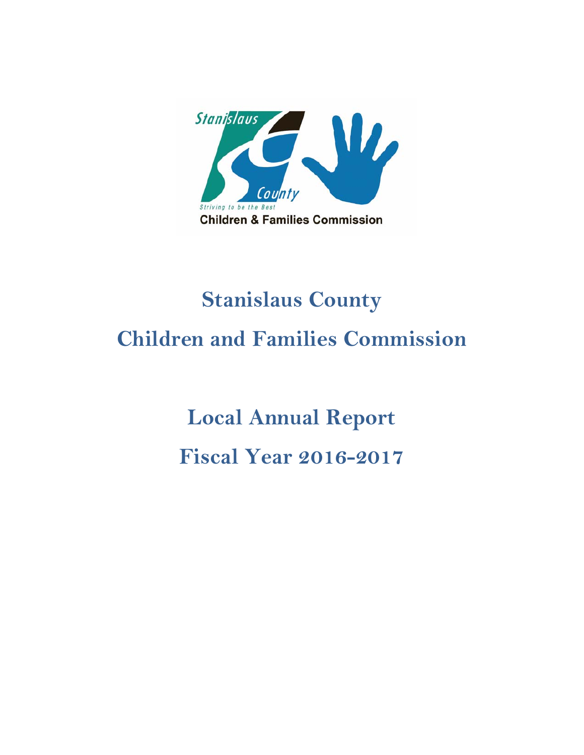Stanislaus County

Striving to be the Best

Children & Families Commission

# Stanislaus County

# Children and Families Commission

## Local Annual Report

## Fiscal Year 2016-2017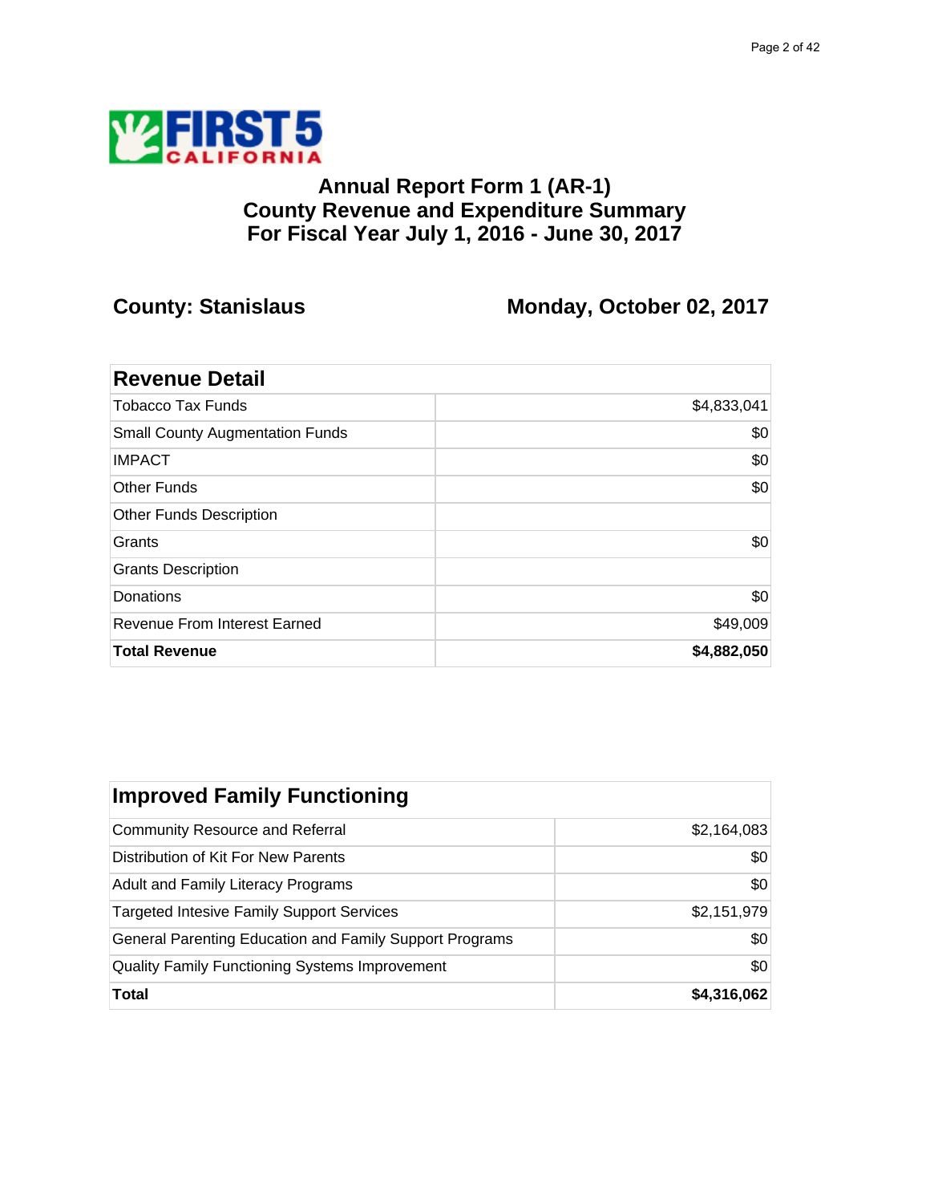FIRST 5 CALIFORNIA

# Annual Report Form 1 (AR-1)
# County Revenue and Expenditure Summary
# For Fiscal Year July 1, 2016 - June 30, 2017

**County: Stanislaus** **Monday, October 02, 2017**

| Revenue Detail | |
|---|---|
| Tobacco Tax Funds | $4,833,041 |
| Small County Augmentation Funds | $0 |
| IMPACT | $0 |
| Other Funds | $0 |
| Other Funds Description | |
| Grants | $0 |
| Grants Description | |
| Donations | $0 |
| Revenue From Interest Earned | $49,009 |
| **Total Revenue** | **$4,882,050** |

| Improved Family Functioning | |
|---|---|
| Community Resource and Referral | $2,164,083 |
| Distribution of Kit For New Parents | $0 |
| Adult and Family Literacy Programs | $0 |
| Targeted Intesive Family Support Services | $2,151,979 |
| General Parenting Education and Family Support Programs | $0 |
| Quality Family Functioning Systems Improvement | $0 |
| **Total** | **$4,316,062** |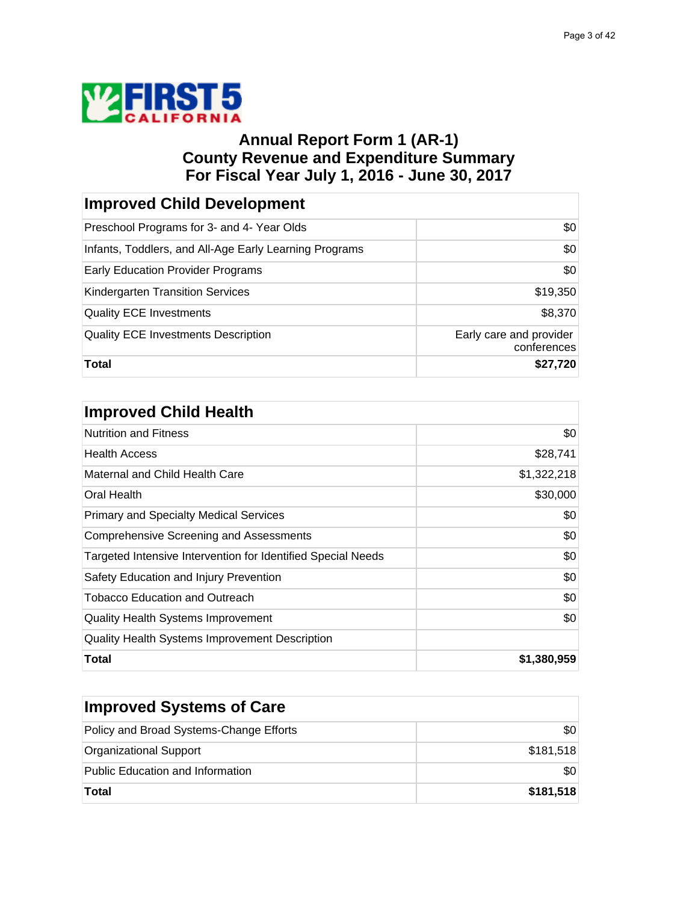# Annual Report Form 1 (AR-1)
# County Revenue and Expenditure Summary
# For Fiscal Year July 1, 2016 - June 30, 2017

| Improved Child Development | |
|---|---|
| Preschool Programs for 3- and 4- Year Olds | $0 |
| Infants, Toddlers, and All-Age Early Learning Programs | $0 |
| Early Education Provider Programs | $0 |
| Kindergarten Transition Services | $19,350 |
| Quality ECE Investments | $8,370 |
| Quality ECE Investments Description | Early care and provider conferences |
| **Total** | **$27,720** |

| Improved Child Health | |
|---|---|
| Nutrition and Fitness | $0 |
| Health Access | $28,741 |
| Maternal and Child Health Care | $1,322,218 |
| Oral Health | $30,000 |
| Primary and Specialty Medical Services | $0 |
| Comprehensive Screening and Assessments | $0 |
| Targeted Intensive Intervention for Identified Special Needs | $0 |
| Safety Education and Injury Prevention | $0 |
| Tobacco Education and Outreach | $0 |
| Quality Health Systems Improvement | $0 |
| Quality Health Systems Improvement Description | |
| **Total** | **$1,380,959** |

| Improved Systems of Care | |
|---|---|
| Policy and Broad Systems-Change Efforts | $0 |
| Organizational Support | $181,518 |
| Public Education and Information | $0 |
| **Total** | **$181,518** |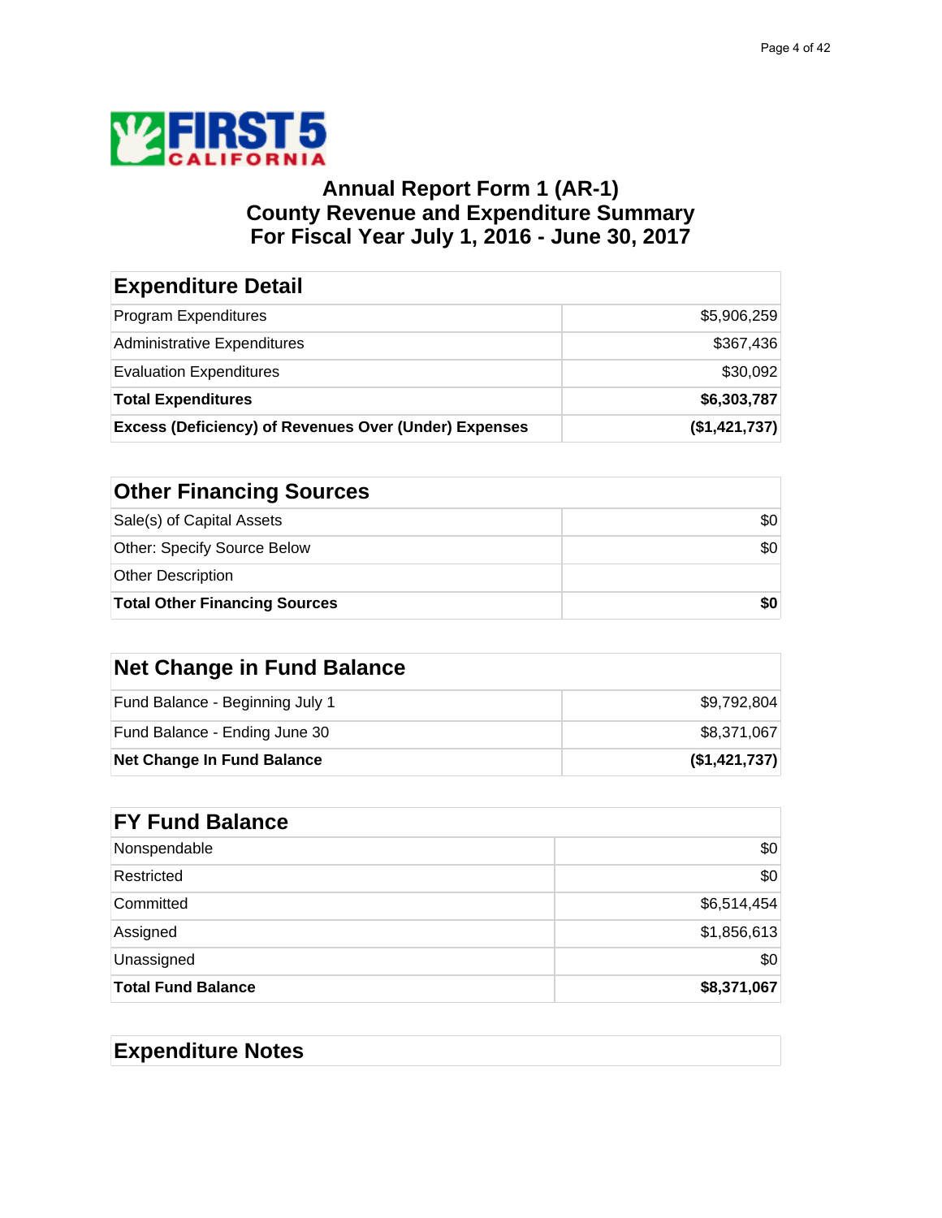# Annual Report Form 1 (AR-1)
# County Revenue and Expenditure Summary
# For Fiscal Year July 1, 2016 - June 30, 2017

| Expenditure Detail | |
|---|---|
| Program Expenditures | $5,906,259 |
| Administrative Expenditures | $367,436 |
| Evaluation Expenditures | $30,092 |
| **Total Expenditures** | **$6,303,787** |
| **Excess (Deficiency) of Revenues Over (Under) Expenses** | **($1,421,737)** |

| Other Financing Sources | |
|---|---|
| Sale(s) of Capital Assets | $0 |
| Other: Specify Source Below | $0 |
| Other Description | |
| **Total Other Financing Sources** | **$0** |

| Net Change in Fund Balance | |
|---|---|
| Fund Balance - Beginning July 1 | $9,792,804 |
| Fund Balance - Ending June 30 | $8,371,067 |
| **Net Change In Fund Balance** | **($1,421,737)** |

| FY Fund Balance | |
|---|---|
| Nonspendable | $0 |
| Restricted | $0 |
| Committed | $6,514,454 |
| Assigned | $1,856,613 |
| Unassigned | $0 |
| **Total Fund Balance** | **$8,371,067** |

## Expenditure Notes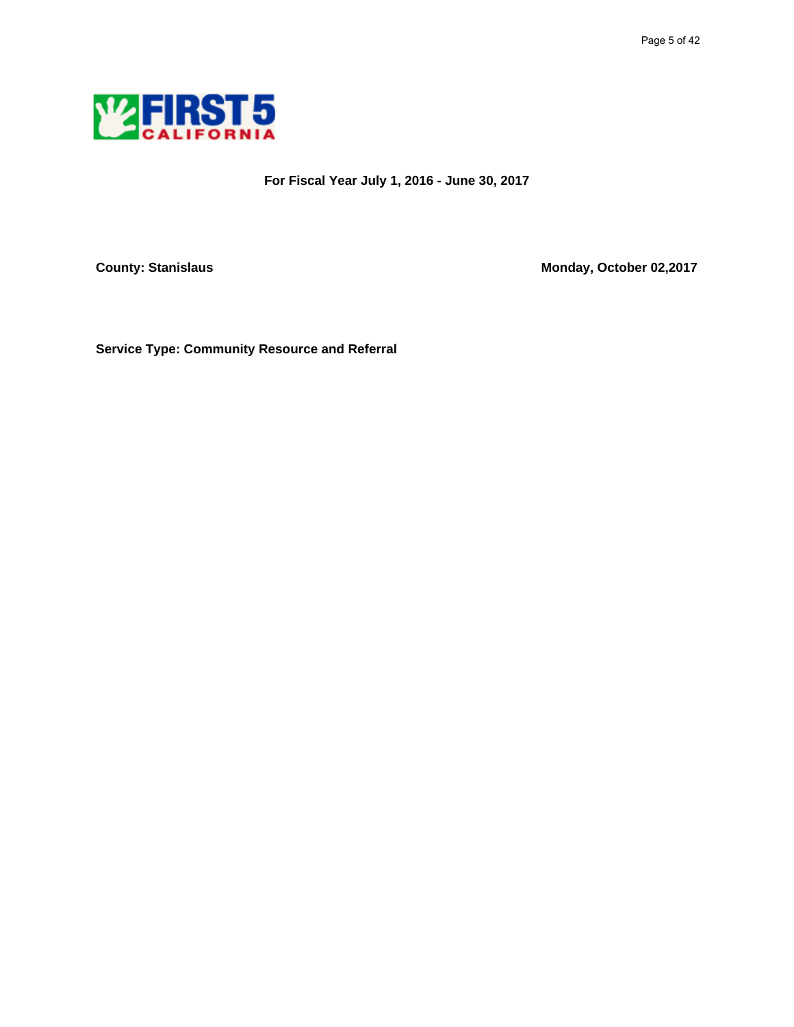**For Fiscal Year July 1, 2016 - June 30, 2017**

**County: Stanislaus**

**Monday, October 02,2017**

**Service Type: Community Resource and Referral**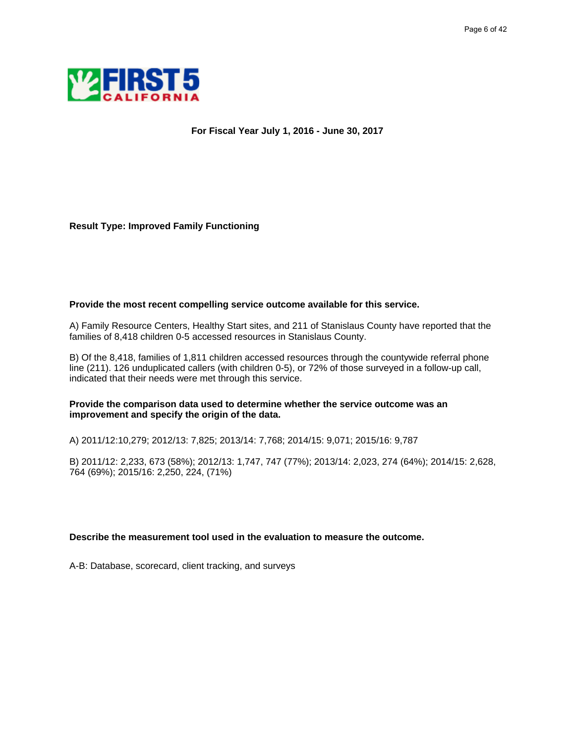**For Fiscal Year July 1, 2016 - June 30, 2017**

**Result Type: Improved Family Functioning**

**Provide the most recent compelling service outcome available for this service.**

A) Family Resource Centers, Healthy Start sites, and 211 of Stanislaus County have reported that the families of 8,418 children 0-5 accessed resources in Stanislaus County.

B) Of the 8,418, families of 1,811 children accessed resources through the countywide referral phone line (211). 126 unduplicated callers (with children 0-5), or 72% of those surveyed in a follow-up call, indicated that their needs were met through this service.

**Provide the comparison data used to determine whether the service outcome was an improvement and specify the origin of the data.**

A) 2011/12:10,279; 2012/13: 7,825; 2013/14: 7,768; 2014/15: 9,071; 2015/16: 9,787

B) 2011/12: 2,233, 673 (58%); 2012/13: 1,747, 747 (77%); 2013/14: 2,023, 274 (64%); 2014/15: 2,628, 764 (69%); 2015/16: 2,250, 224, (71%)

**Describe the measurement tool used in the evaluation to measure the outcome.**

A-B: Database, scorecard, client tracking, and surveys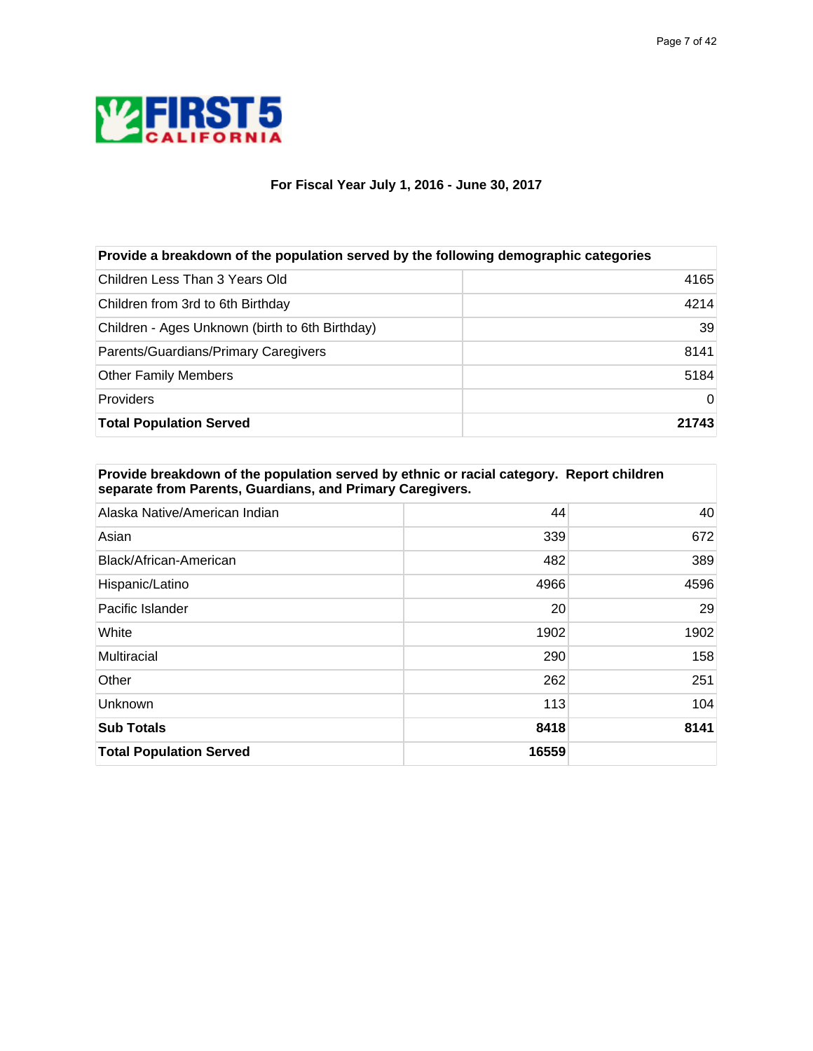**FIRST 5 CALIFORNIA**

### For Fiscal Year July 1, 2016 - June 30, 2017

| Provide a breakdown of the population served by the following demographic categories | |
|---|---|
| Children Less Than 3 Years Old | 4165 |
| Children from 3rd to 6th Birthday | 4214 |
| Children - Ages Unknown (birth to 6th Birthday) | 39 |
| Parents/Guardians/Primary Caregivers | 8141 |
| Other Family Members | 5184 |
| Providers | 0 |
| **Total Population Served** | **21743** |

| Provide breakdown of the population served by ethnic or racial category. Report children separate from Parents, Guardians, and Primary Caregivers. | | |
|---|---|---|
| Alaska Native/American Indian | 44 | 40 |
| Asian | 339 | 672 |
| Black/African-American | 482 | 389 |
| Hispanic/Latino | 4966 | 4596 |
| Pacific Islander | 20 | 29 |
| White | 1902 | 1902 |
| Multiracial | 290 | 158 |
| Other | 262 | 251 |
| Unknown | 113 | 104 |
| **Sub Totals** | **8418** | **8141** |
| **Total Population Served** | **16559** | |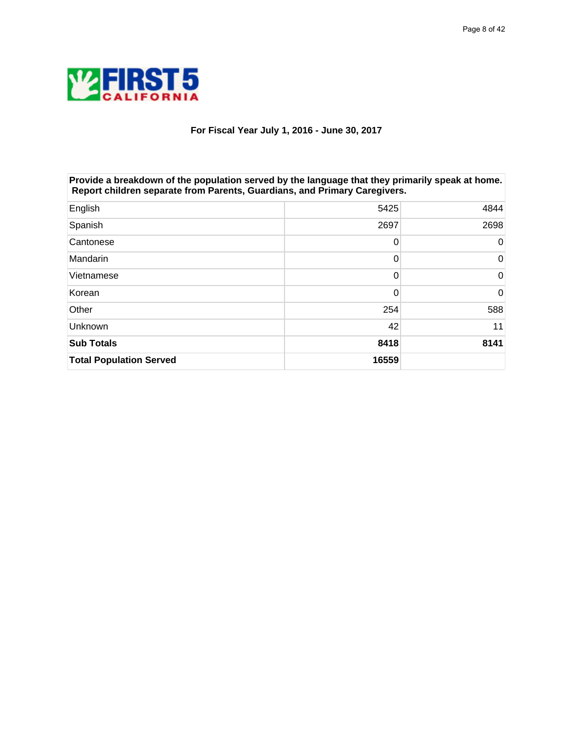**FIRST 5 CALIFORNIA**

**For Fiscal Year July 1, 2016 - June 30, 2017**

| Provide a breakdown of the population served by the language that they primarily speak at home. Report children separate from Parents, Guardians, and Primary Caregivers. | | |
|---|---|---|
| English | 5425 | 4844 |
| Spanish | 2697 | 2698 |
| Cantonese | 0 | 0 |
| Mandarin | 0 | 0 |
| Vietnamese | 0 | 0 |
| Korean | 0 | 0 |
| Other | 254 | 588 |
| Unknown | 42 | 11 |
| **Sub Totals** | **8418** | **8141** |
| **Total Population Served** | **16559** | |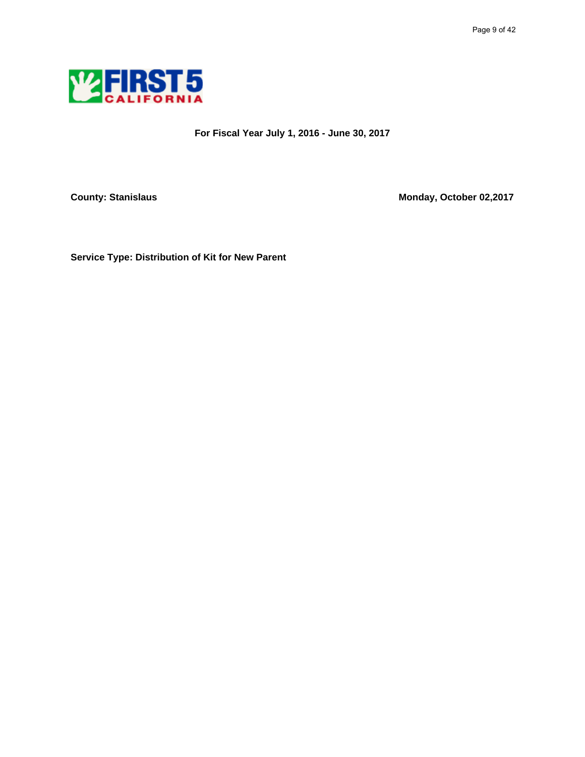**For Fiscal Year July 1, 2016 - June 30, 2017**

**County: Stanislaus** **Monday, October 02,2017**

**Service Type: Distribution of Kit for New Parent**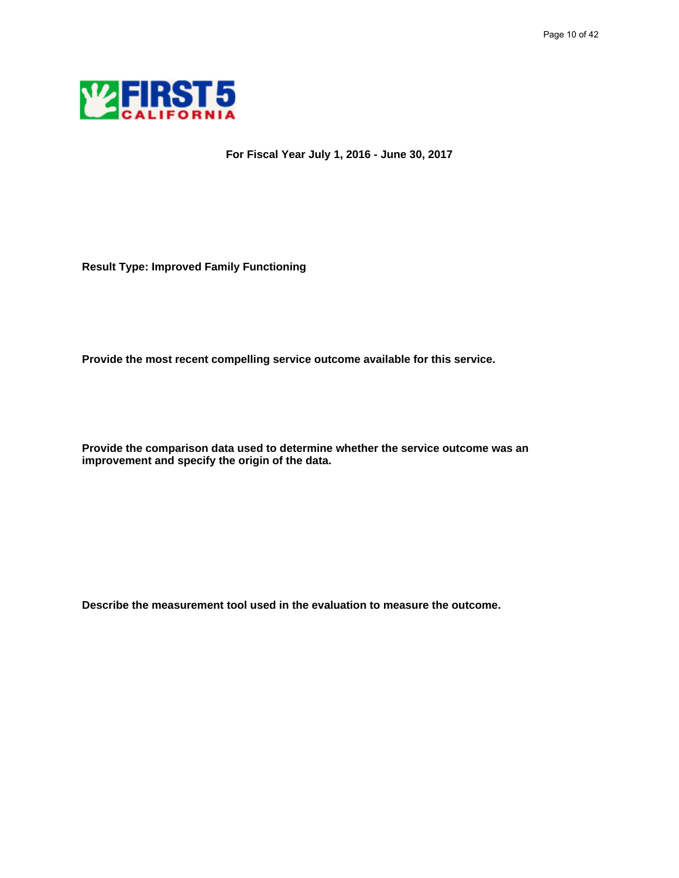For Fiscal Year July 1, 2016 - June 30, 2017

**Result Type: Improved Family Functioning**

**Provide the most recent compelling service outcome available for this service.**

**Provide the comparison data used to determine whether the service outcome was an improvement and specify the origin of the data.**

**Describe the measurement tool used in the evaluation to measure the outcome.**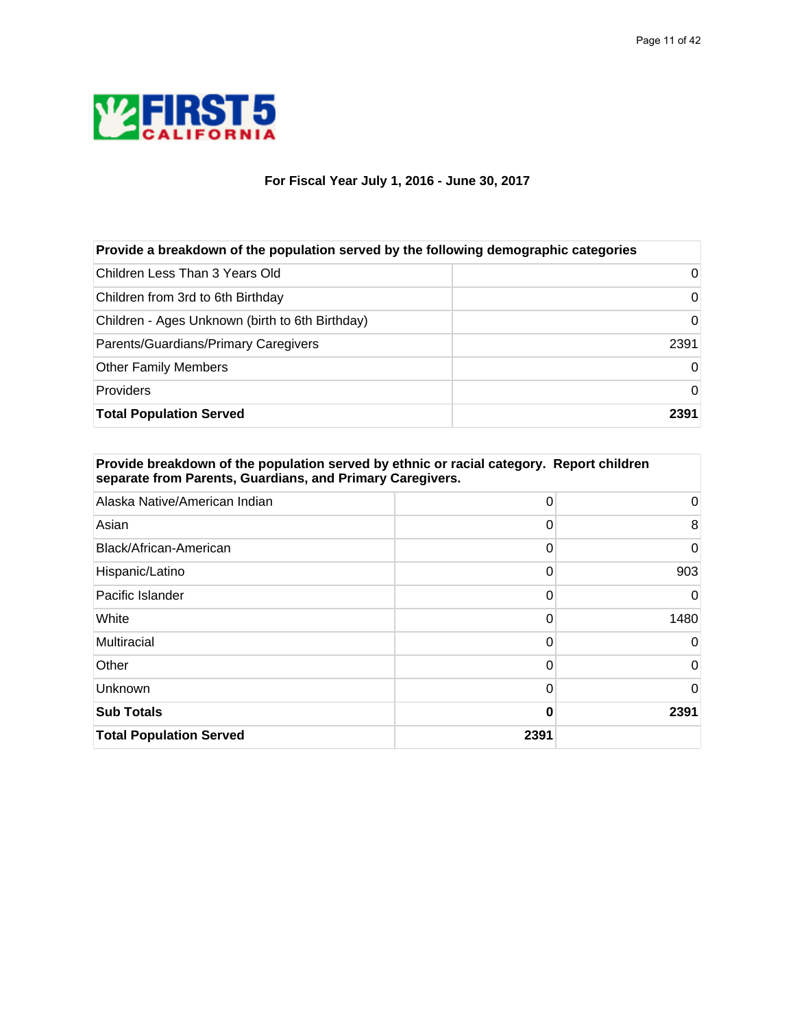FIRST 5 CALIFORNIA

### For Fiscal Year July 1, 2016 - June 30, 2017

| Provide a breakdown of the population served by the following demographic categories | |
|---|---|
| Children Less Than 3 Years Old | 0 |
| Children from 3rd to 6th Birthday | 0 |
| Children - Ages Unknown (birth to 6th Birthday) | 0 |
| Parents/Guardians/Primary Caregivers | 2391 |
| Other Family Members | 0 |
| Providers | 0 |
| **Total Population Served** | **2391** |

| Provide breakdown of the population served by ethnic or racial category. Report children separate from Parents, Guardians, and Primary Caregivers. | | |
|---|---|---|
| Alaska Native/American Indian | 0 | 0 |
| Asian | 0 | 8 |
| Black/African-American | 0 | 0 |
| Hispanic/Latino | 0 | 903 |
| Pacific Islander | 0 | 0 |
| White | 0 | 1480 |
| Multiracial | 0 | 0 |
| Other | 0 | 0 |
| Unknown | 0 | 0 |
| **Sub Totals** | **0** | **2391** |
| **Total Population Served** | **2391** | |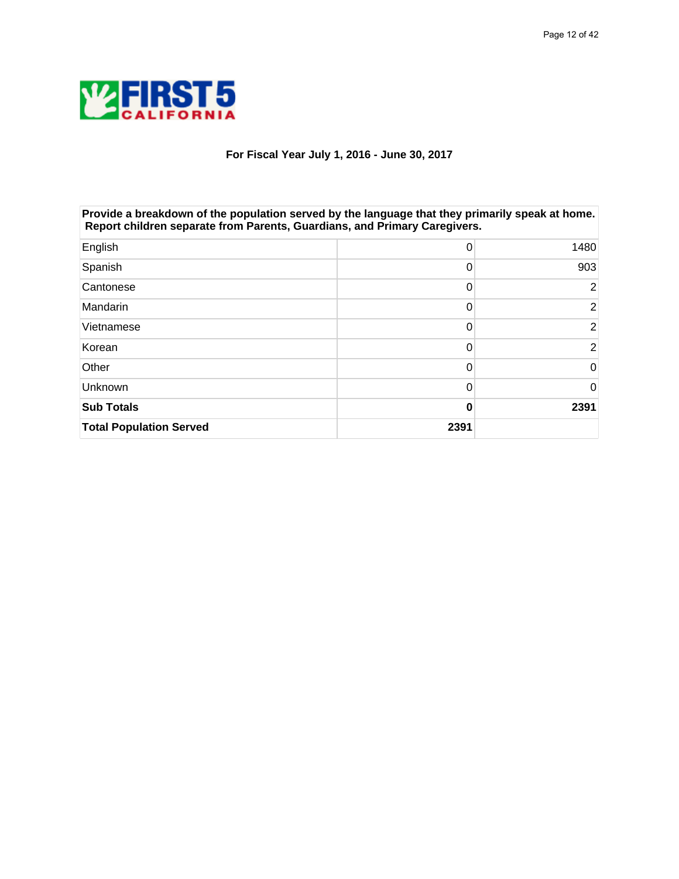**For Fiscal Year July 1, 2016 - June 30, 2017**

| Provide a breakdown of the population served by the language that they primarily speak at home. Report children separate from Parents, Guardians, and Primary Caregivers. | | |
|---|---|---|
| English | 0 | 1480 |
| Spanish | 0 | 903 |
| Cantonese | 0 | 2 |
| Mandarin | 0 | 2 |
| Vietnamese | 0 | 2 |
| Korean | 0 | 2 |
| Other | 0 | 0 |
| Unknown | 0 | 0 |
| **Sub Totals** | **0** | **2391** |
| **Total Population Served** | **2391** | |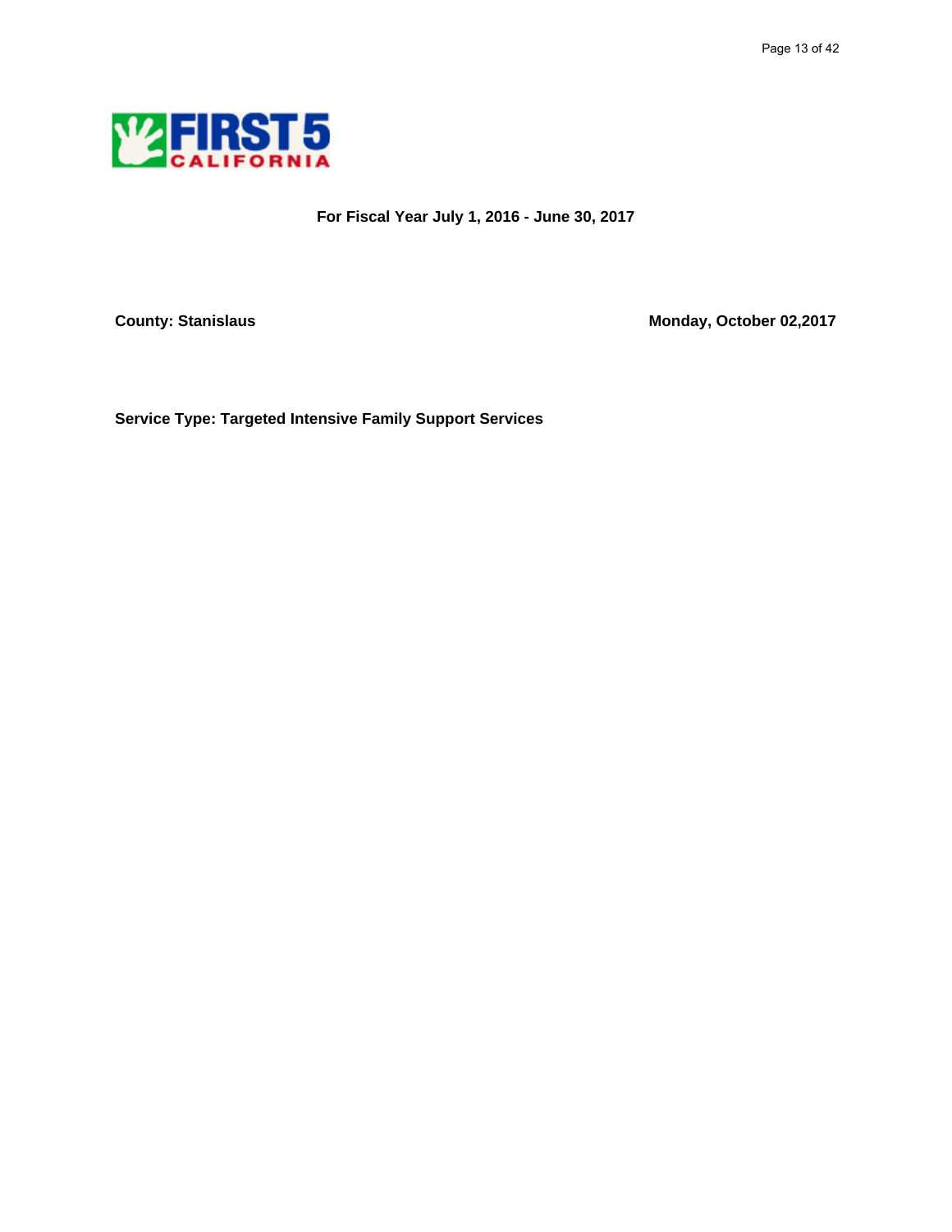**For Fiscal Year July 1, 2016 - June 30, 2017**

**County: Stanislaus** **Monday, October 02,2017**

**Service Type: Targeted Intensive Family Support Services**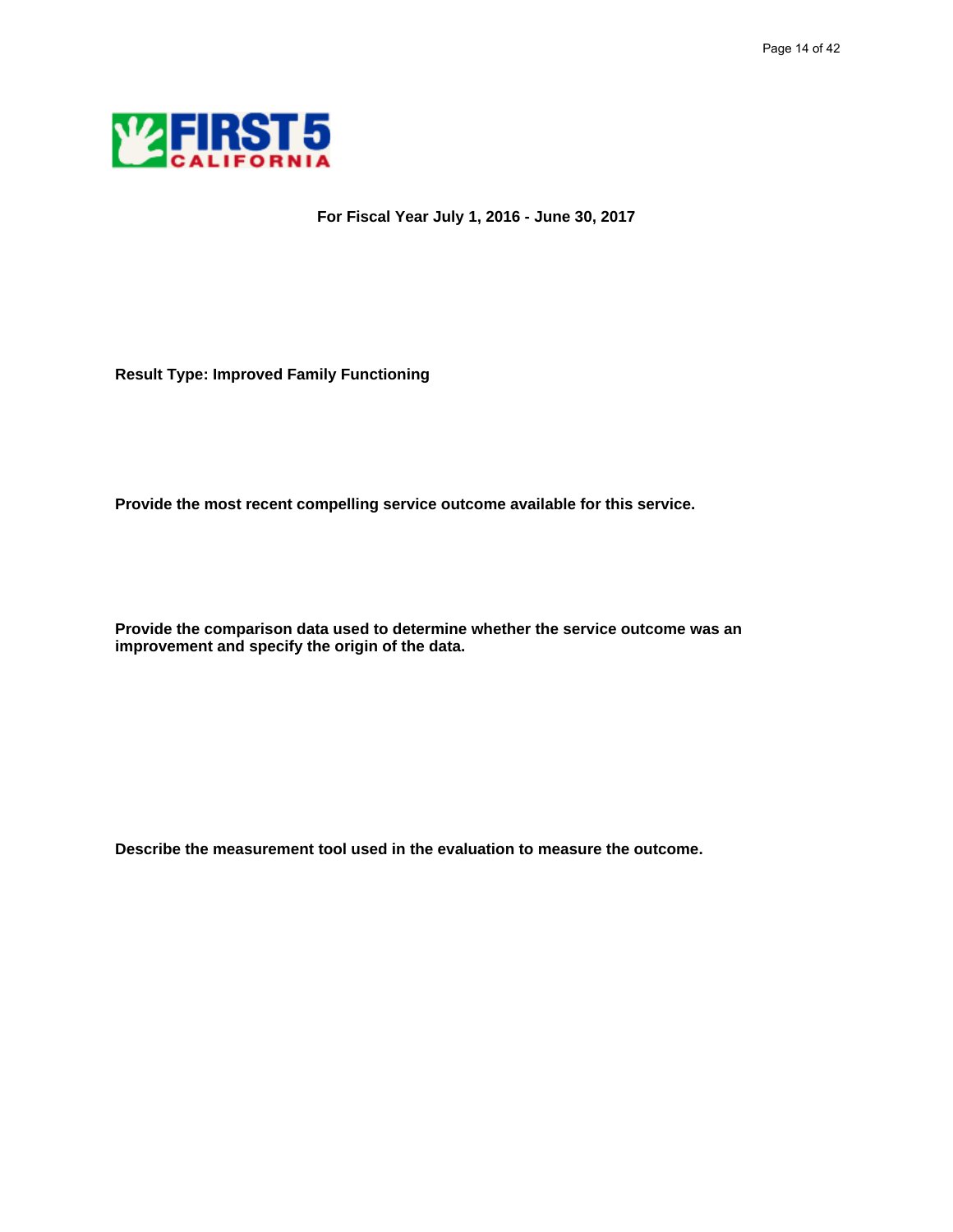**For Fiscal Year July 1, 2016 - June 30, 2017**

**Result Type: Improved Family Functioning**

**Provide the most recent compelling service outcome available for this service.**

**Provide the comparison data used to determine whether the service outcome was an improvement and specify the origin of the data.**

**Describe the measurement tool used in the evaluation to measure the outcome.**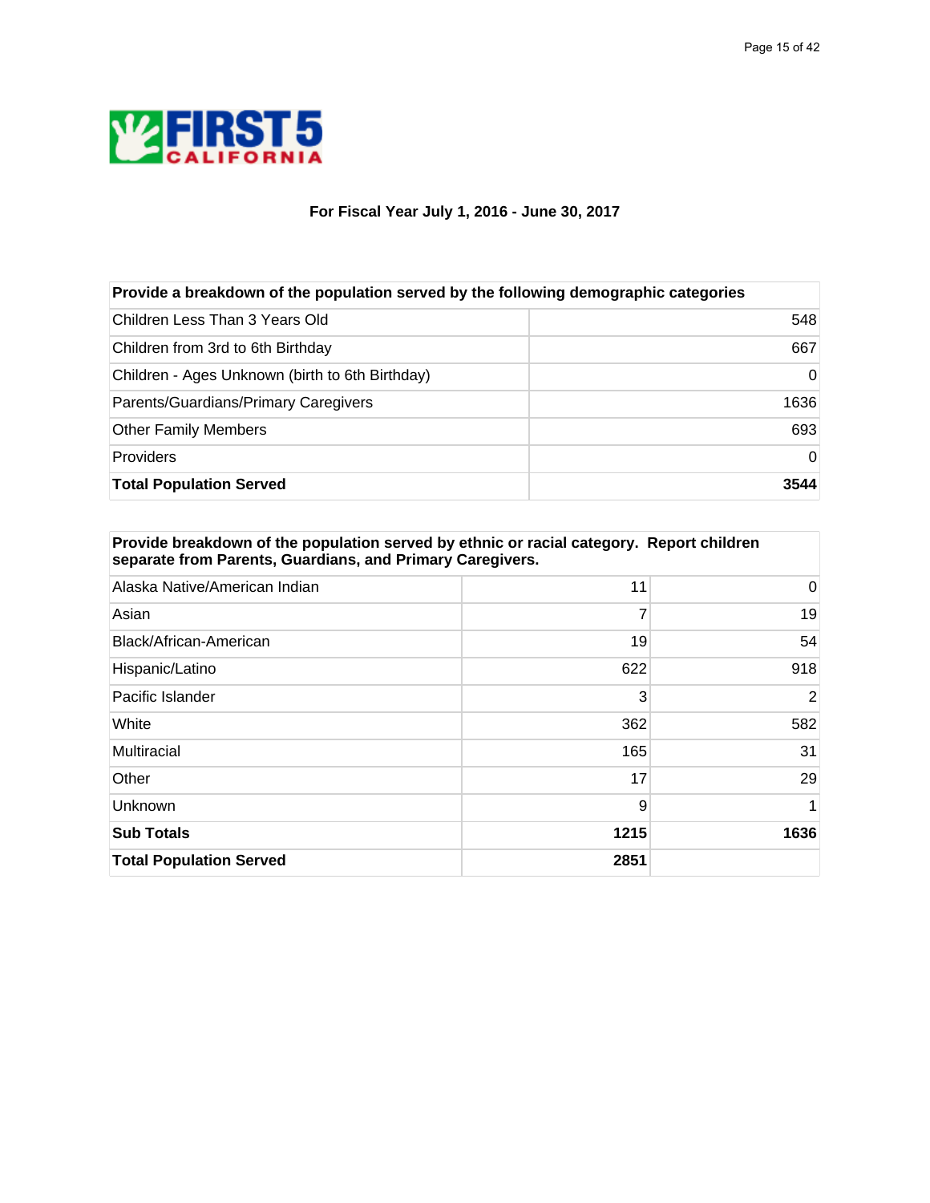FIRST 5 CALIFORNIA

**For Fiscal Year July 1, 2016 - June 30, 2017**

| Provide a breakdown of the population served by the following demographic categories | |
|---|---|
| Children Less Than 3 Years Old | 548 |
| Children from 3rd to 6th Birthday | 667 |
| Children - Ages Unknown (birth to 6th Birthday) | 0 |
| Parents/Guardians/Primary Caregivers | 1636 |
| Other Family Members | 693 |
| Providers | 0 |
| **Total Population Served** | **3544** |

| Provide breakdown of the population served by ethnic or racial category. Report children separate from Parents, Guardians, and Primary Caregivers. | | |
|---|---|---|
| Alaska Native/American Indian | 11 | 0 |
| Asian | 7 | 19 |
| Black/African-American | 19 | 54 |
| Hispanic/Latino | 622 | 918 |
| Pacific Islander | 3 | 2 |
| White | 362 | 582 |
| Multiracial | 165 | 31 |
| Other | 17 | 29 |
| Unknown | 9 | 1 |
| **Sub Totals** | **1215** | **1636** |
| **Total Population Served** | **2851** | |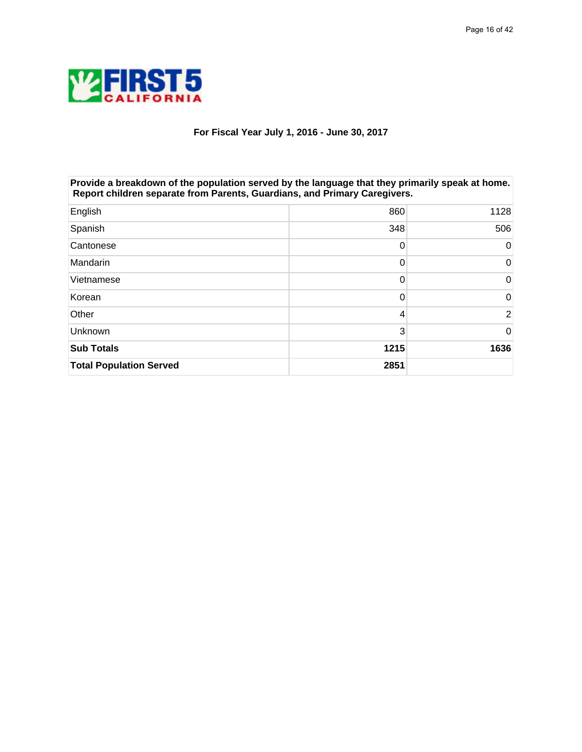FIRST 5 CALIFORNIA

**For Fiscal Year July 1, 2016 - June 30, 2017**

| **Provide a breakdown of the population served by the language that they primarily speak at home. Report children separate from Parents, Guardians, and Primary Caregivers.** | | |
|---|---|---|
| English | 860 | 1128 |
| Spanish | 348 | 506 |
| Cantonese | 0 | 0 |
| Mandarin | 0 | 0 |
| Vietnamese | 0 | 0 |
| Korean | 0 | 0 |
| Other | 4 | 2 |
| Unknown | 3 | 0 |
| **Sub Totals** | **1215** | **1636** |
| **Total Population Served** | **2851** | |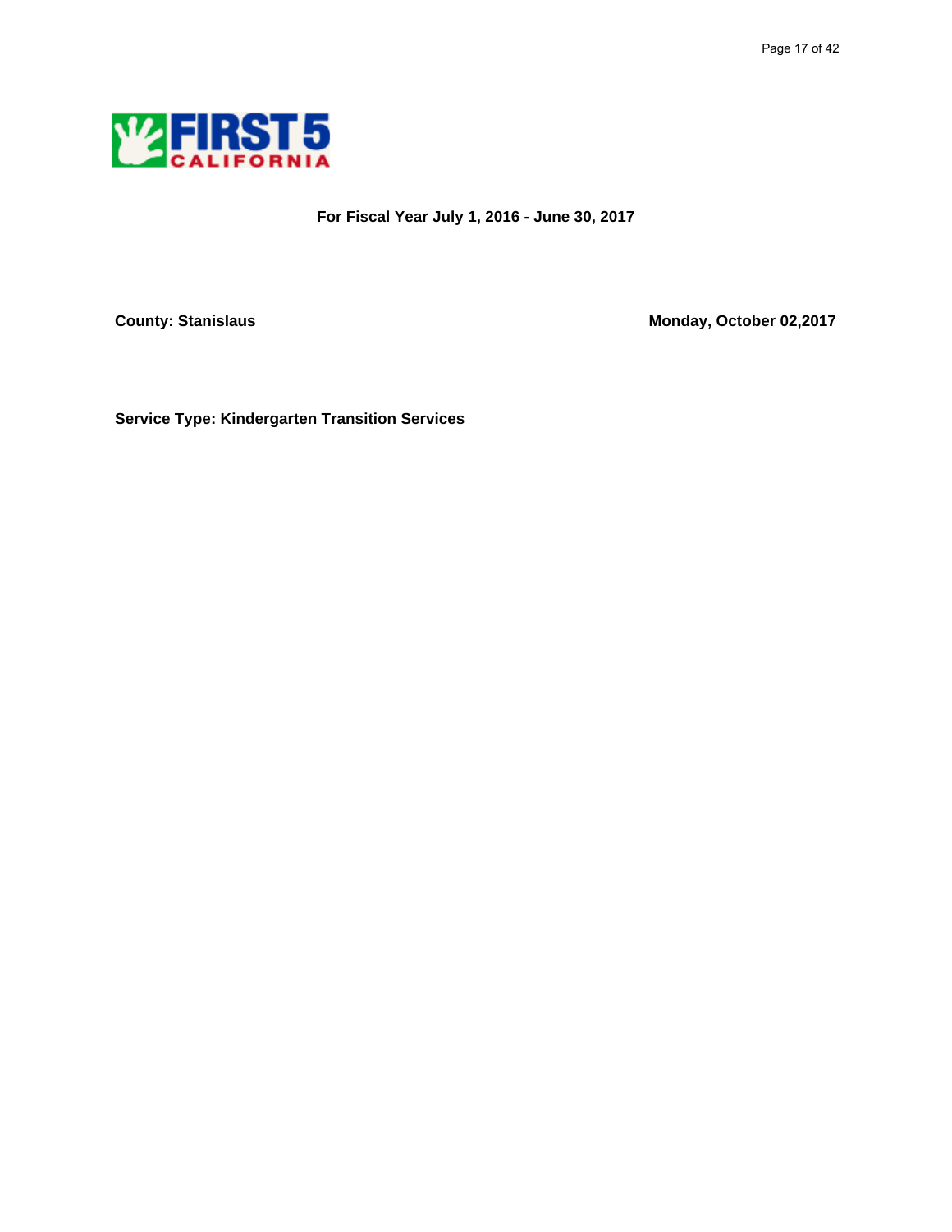**For Fiscal Year July 1, 2016 - June 30, 2017**

**County: Stanislaus** **Monday, October 02,2017**

**Service Type: Kindergarten Transition Services**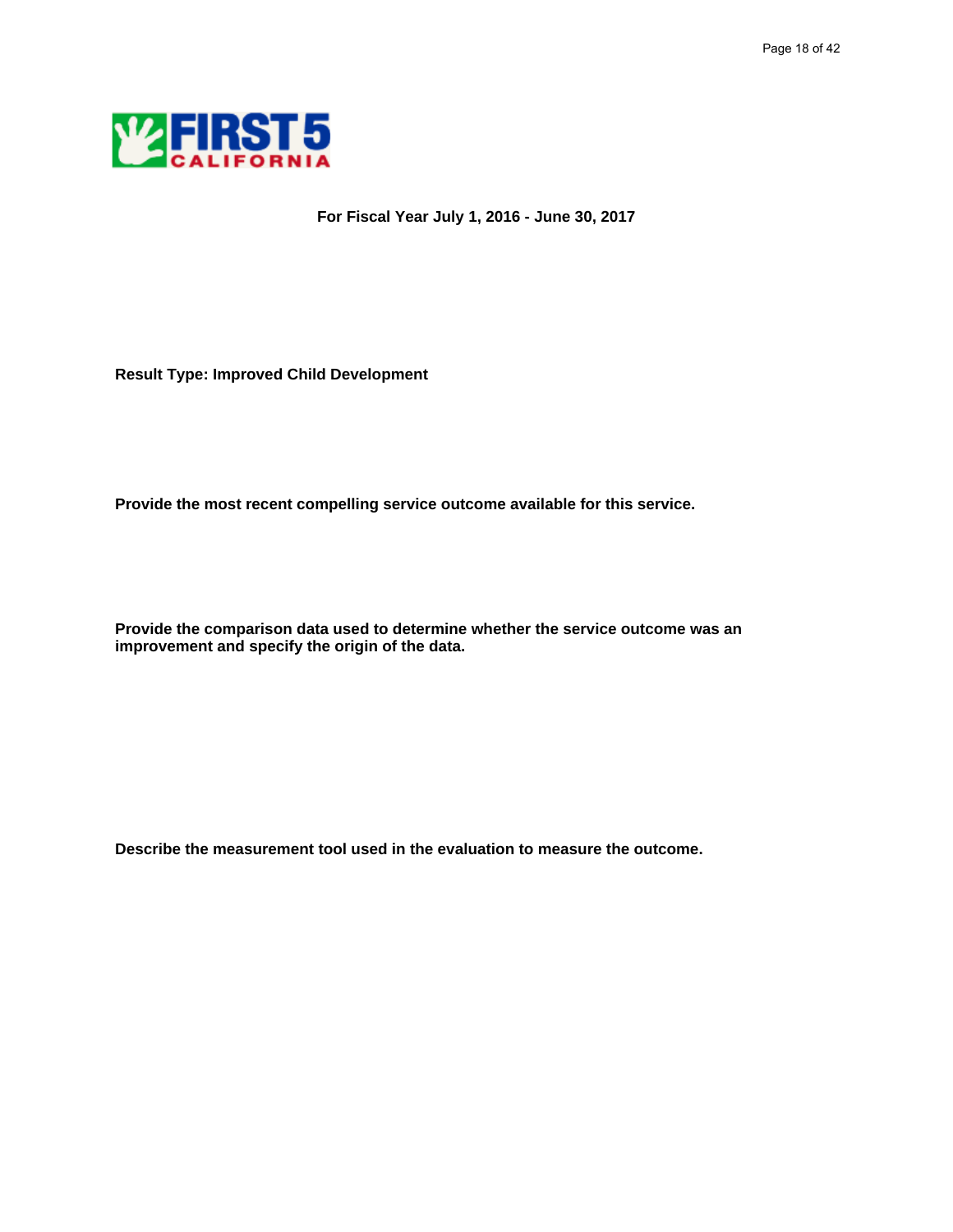For Fiscal Year July 1, 2016 - June 30, 2017

**Result Type: Improved Child Development**

**Provide the most recent compelling service outcome available for this service.**

**Provide the comparison data used to determine whether the service outcome was an improvement and specify the origin of the data.**

**Describe the measurement tool used in the evaluation to measure the outcome.**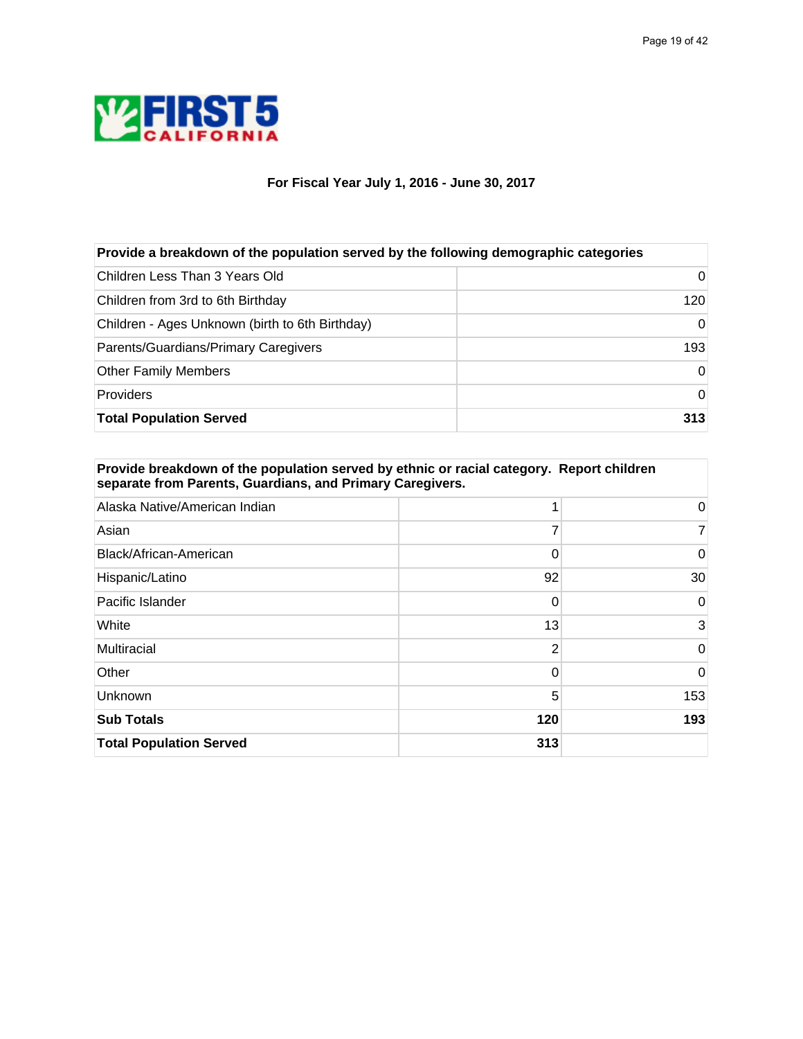**For Fiscal Year July 1, 2016 - June 30, 2017**

| Provide a breakdown of the population served by the following demographic categories | |
|---|---|
| Children Less Than 3 Years Old | 0 |
| Children from 3rd to 6th Birthday | 120 |
| Children - Ages Unknown (birth to 6th Birthday) | 0 |
| Parents/Guardians/Primary Caregivers | 193 |
| Other Family Members | 0 |
| Providers | 0 |
| **Total Population Served** | **313** |

| Provide breakdown of the population served by ethnic or racial category. Report children separate from Parents, Guardians, and Primary Caregivers. | | |
|---|---|---|
| Alaska Native/American Indian | 1 | 0 |
| Asian | 7 | 7 |
| Black/African-American | 0 | 0 |
| Hispanic/Latino | 92 | 30 |
| Pacific Islander | 0 | 0 |
| White | 13 | 3 |
| Multiracial | 2 | 0 |
| Other | 0 | 0 |
| Unknown | 5 | 153 |
| **Sub Totals** | **120** | **193** |
| **Total Population Served** | **313** | |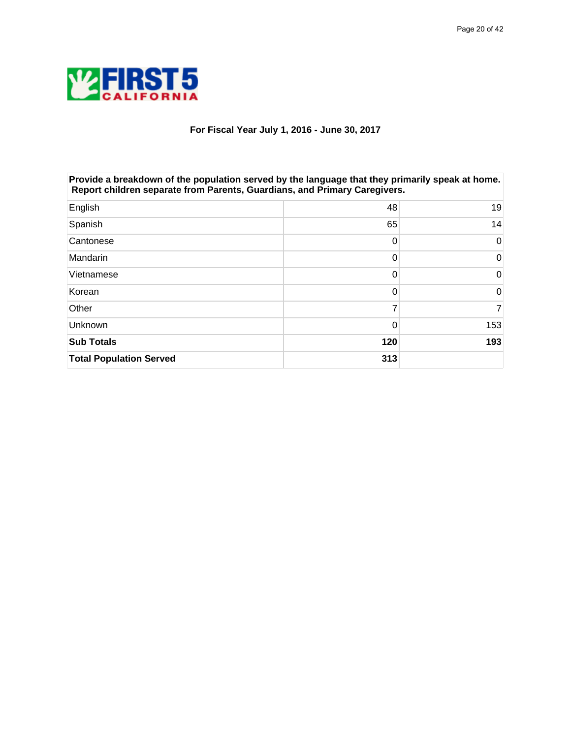**FIRST 5 CALIFORNIA**

### For Fiscal Year July 1, 2016 - June 30, 2017

| Provide a breakdown of the population served by the language that they primarily speak at home. Report children separate from Parents, Guardians, and Primary Caregivers. | | |
|---|---|---|
| English | 48 | 19 |
| Spanish | 65 | 14 |
| Cantonese | 0 | 0 |
| Mandarin | 0 | 0 |
| Vietnamese | 0 | 0 |
| Korean | 0 | 0 |
| Other | 7 | 7 |
| Unknown | 0 | 153 |
| **Sub Totals** | **120** | **193** |
| **Total Population Served** | **313** | |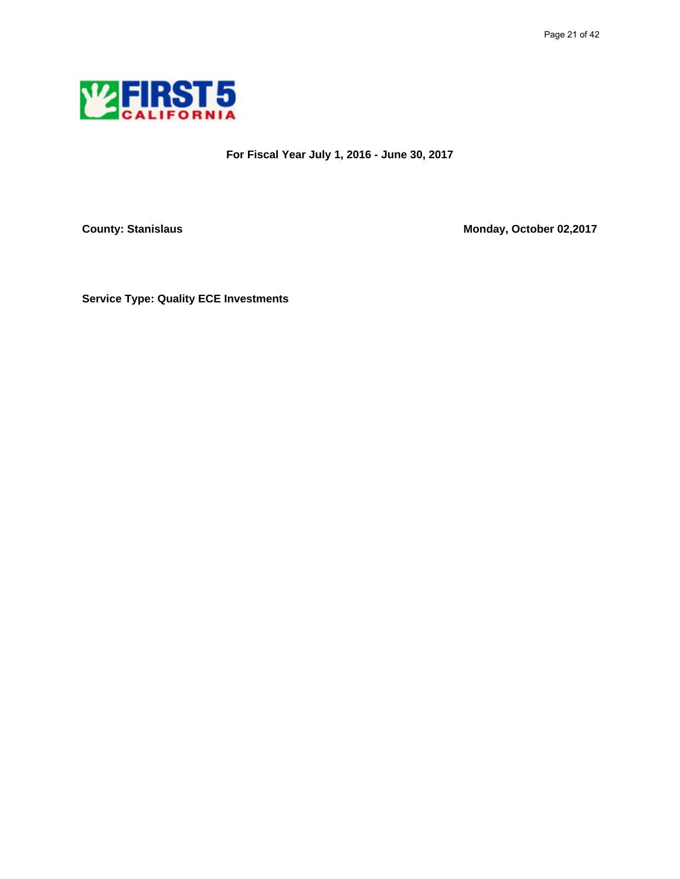**For Fiscal Year July 1, 2016 - June 30, 2017**

**County: Stanislaus**

**Monday, October 02,2017**

**Service Type: Quality ECE Investments**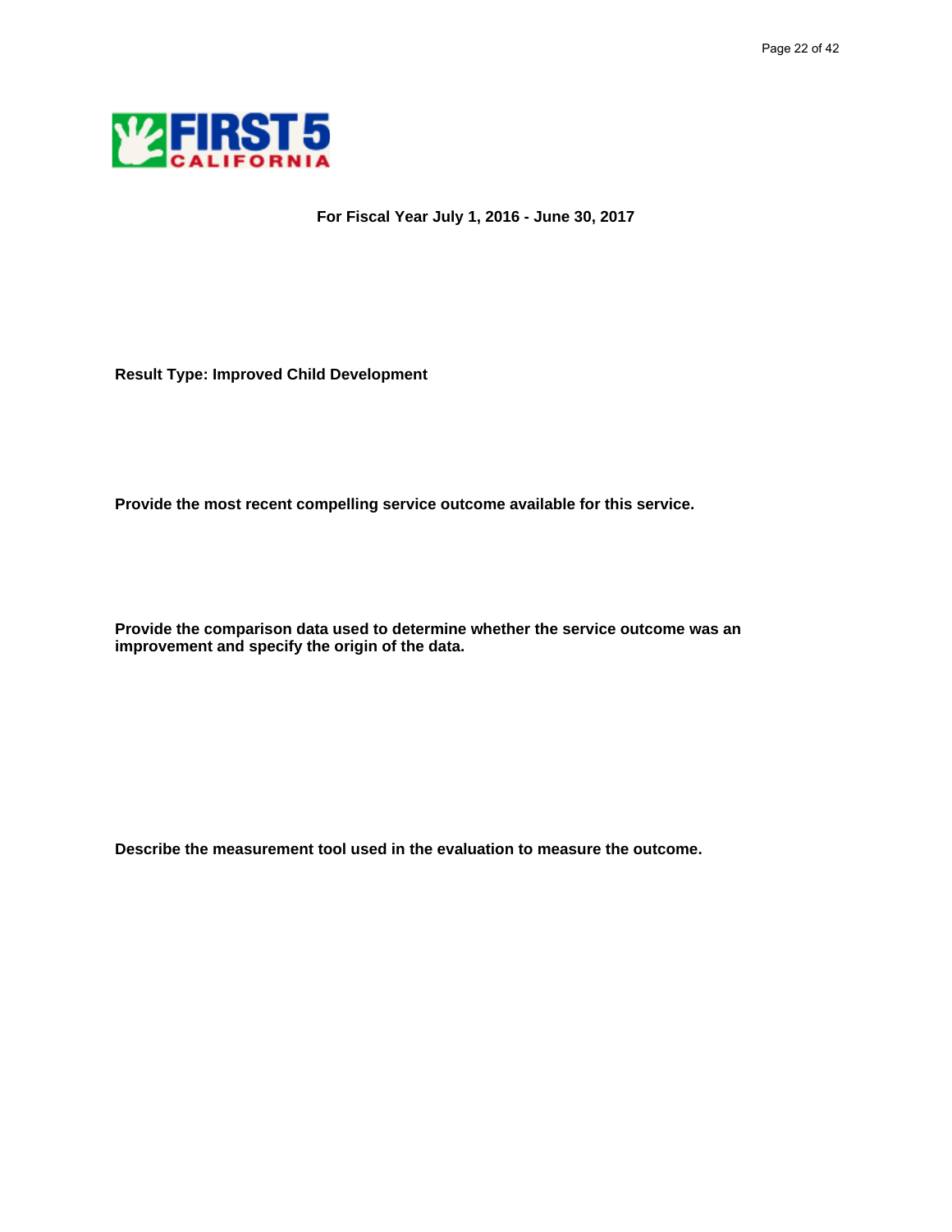**For Fiscal Year July 1, 2016 - June 30, 2017**

**Result Type: Improved Child Development**

**Provide the most recent compelling service outcome available for this service.**

**Provide the comparison data used to determine whether the service outcome was an improvement and specify the origin of the data.**

**Describe the measurement tool used in the evaluation to measure the outcome.**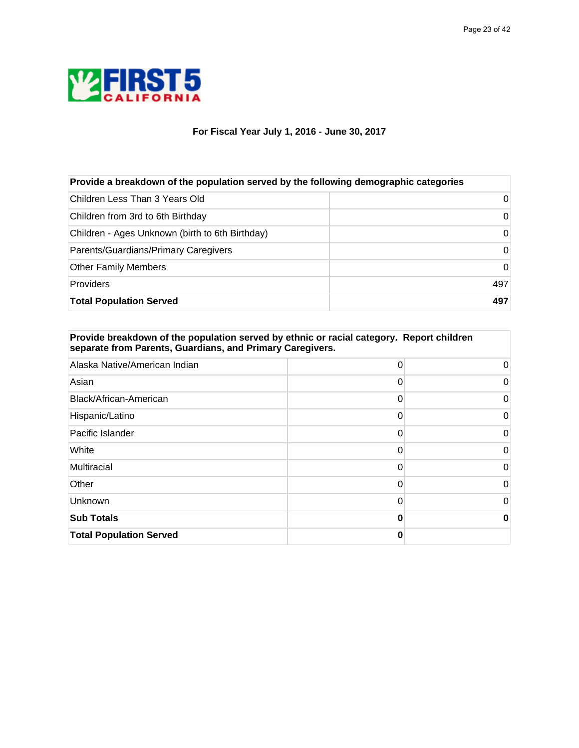**For Fiscal Year July 1, 2016 - June 30, 2017**

| Provide a breakdown of the population served by the following demographic categories | |
|---|---|
| Children Less Than 3 Years Old | 0 |
| Children from 3rd to 6th Birthday | 0 |
| Children - Ages Unknown (birth to 6th Birthday) | 0 |
| Parents/Guardians/Primary Caregivers | 0 |
| Other Family Members | 0 |
| Providers | 497 |
| **Total Population Served** | **497** |

| Provide breakdown of the population served by ethnic or racial category. Report children separate from Parents, Guardians, and Primary Caregivers. | | |
|---|---|---|
| Alaska Native/American Indian | 0 | 0 |
| Asian | 0 | 0 |
| Black/African-American | 0 | 0 |
| Hispanic/Latino | 0 | 0 |
| Pacific Islander | 0 | 0 |
| White | 0 | 0 |
| Multiracial | 0 | 0 |
| Other | 0 | 0 |
| Unknown | 0 | 0 |
| **Sub Totals** | **0** | **0** |
| **Total Population Served** | **0** | |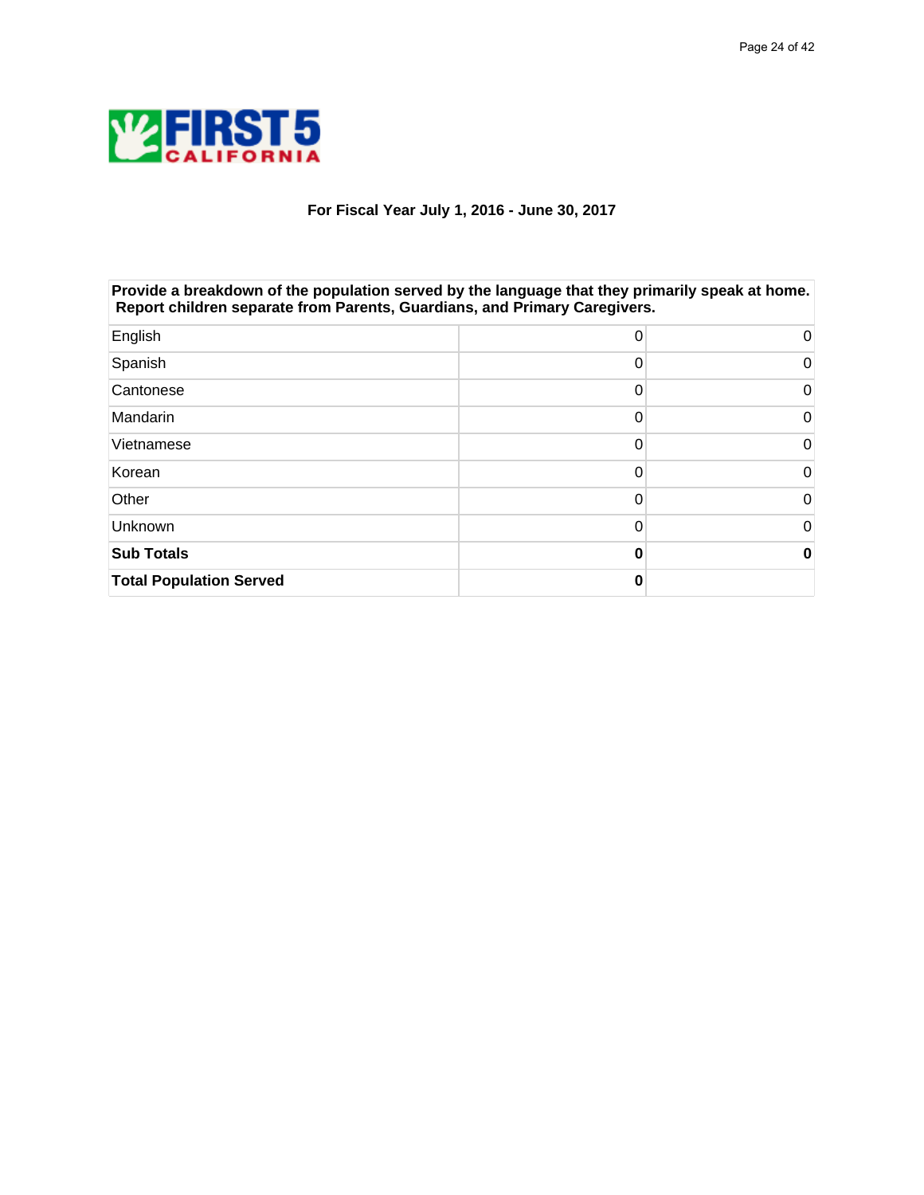FIRST 5 CALIFORNIA

**For Fiscal Year July 1, 2016 - June 30, 2017**

| Provide a breakdown of the population served by the language that they primarily speak at home. Report children separate from Parents, Guardians, and Primary Caregivers. | | |
|---|---|---|
| English | 0 | 0 |
| Spanish | 0 | 0 |
| Cantonese | 0 | 0 |
| Mandarin | 0 | 0 |
| Vietnamese | 0 | 0 |
| Korean | 0 | 0 |
| Other | 0 | 0 |
| Unknown | 0 | 0 |
| **Sub Totals** | **0** | **0** |
| **Total Population Served** | **0** | |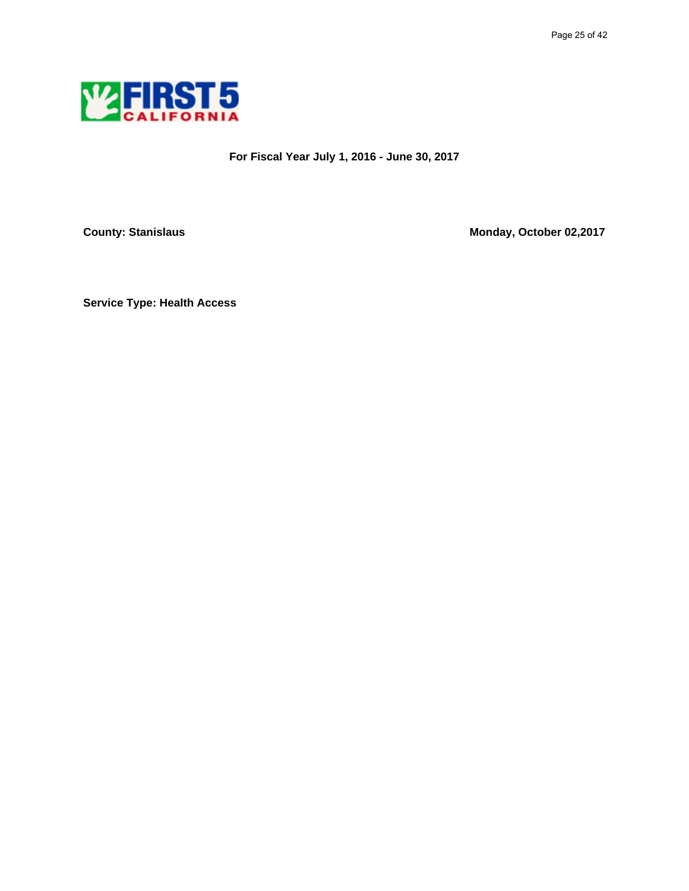**For Fiscal Year July 1, 2016 - June 30, 2017**

**County: Stanislaus** **Monday, October 02,2017**

**Service Type: Health Access**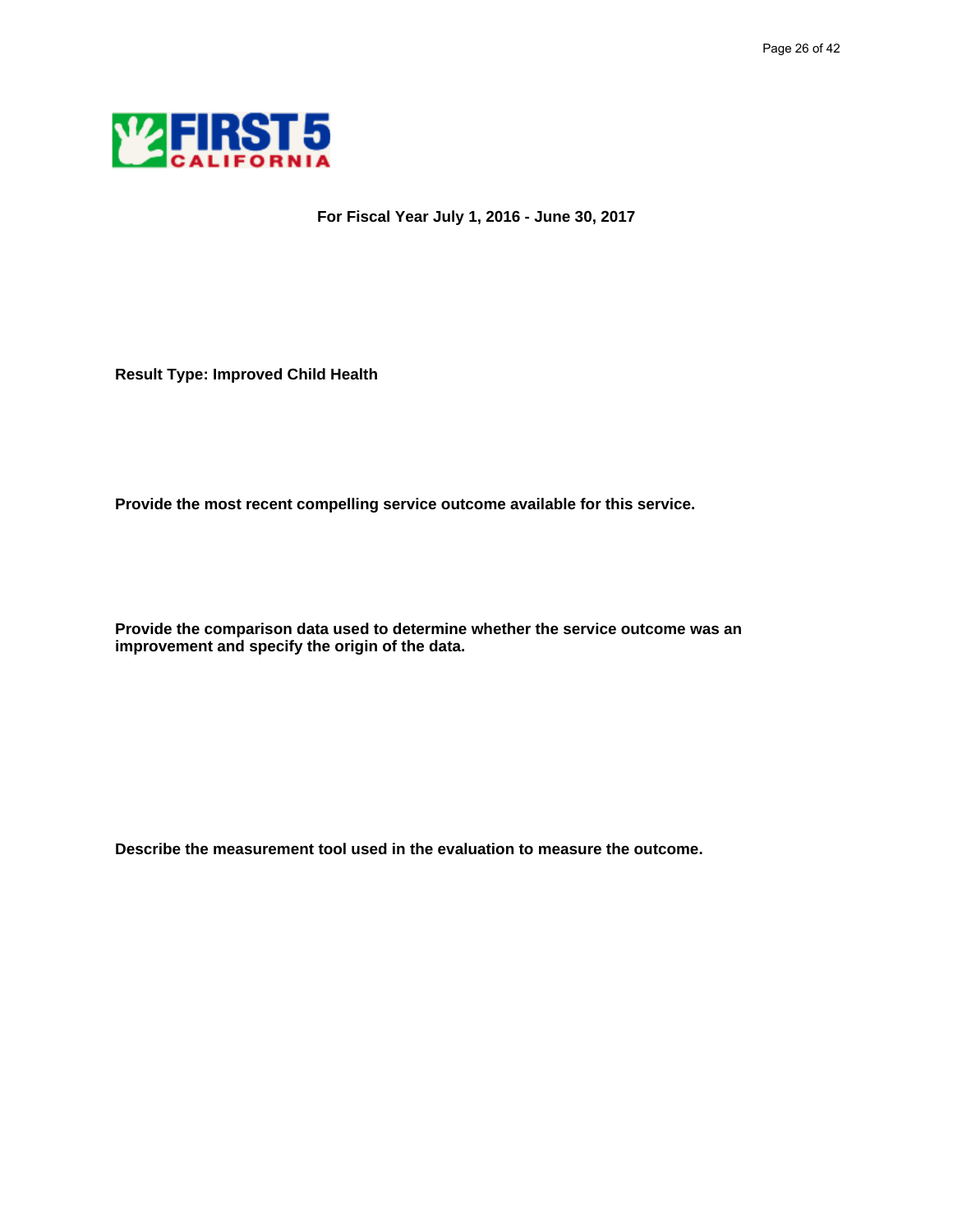**For Fiscal Year July 1, 2016 - June 30, 2017**

**Result Type: Improved Child Health**

**Provide the most recent compelling service outcome available for this service.**

**Provide the comparison data used to determine whether the service outcome was an improvement and specify the origin of the data.**

**Describe the measurement tool used in the evaluation to measure the outcome.**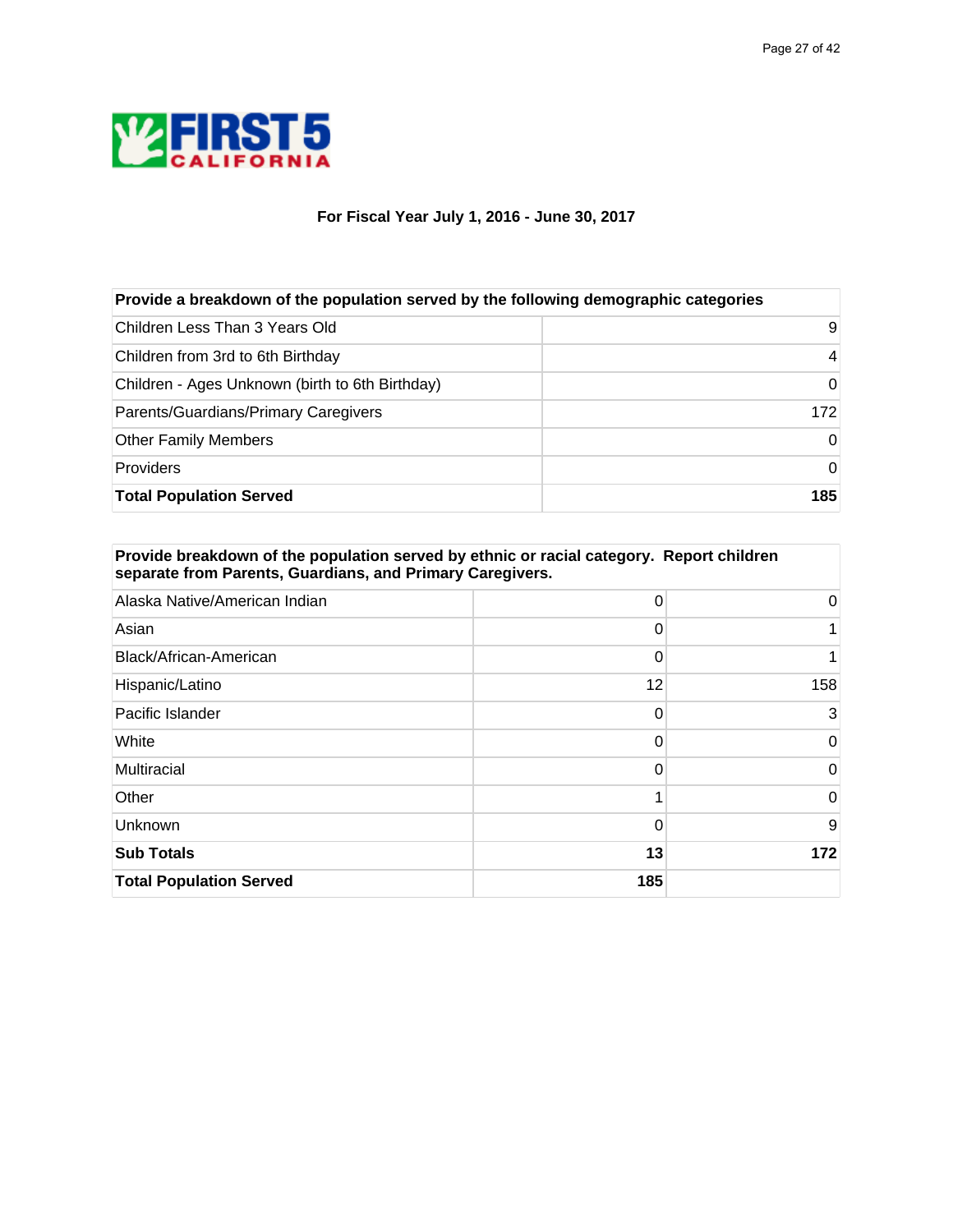FIRST 5 CALIFORNIA

**For Fiscal Year July 1, 2016 - June 30, 2017**

| Provide a breakdown of the population served by the following demographic categories | |
|---|---|
| Children Less Than 3 Years Old | 9 |
| Children from 3rd to 6th Birthday | 4 |
| Children - Ages Unknown (birth to 6th Birthday) | 0 |
| Parents/Guardians/Primary Caregivers | 172 |
| Other Family Members | 0 |
| Providers | 0 |
| **Total Population Served** | **185** |

| Provide breakdown of the population served by ethnic or racial category. Report children separate from Parents, Guardians, and Primary Caregivers. | | |
|---|---|---|
| Alaska Native/American Indian | 0 | 0 |
| Asian | 0 | 1 |
| Black/African-American | 0 | 1 |
| Hispanic/Latino | 12 | 158 |
| Pacific Islander | 0 | 3 |
| White | 0 | 0 |
| Multiracial | 0 | 0 |
| Other | 1 | 0 |
| Unknown | 0 | 9 |
| **Sub Totals** | **13** | **172** |
| **Total Population Served** | **185** | |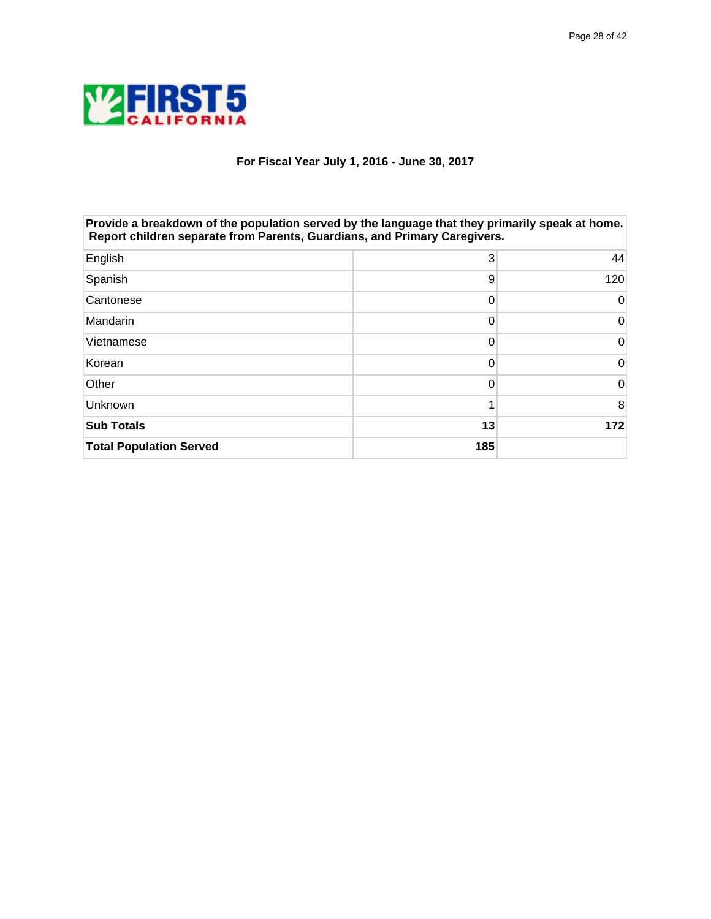**FIRST 5 CALIFORNIA**

**For Fiscal Year July 1, 2016 - June 30, 2017**

| **Provide a breakdown of the population served by the language that they primarily speak at home. Report children separate from Parents, Guardians, and Primary Caregivers.** | | |
|---|---|---|
| English | 3 | 44 |
| Spanish | 9 | 120 |
| Cantonese | 0 | 0 |
| Mandarin | 0 | 0 |
| Vietnamese | 0 | 0 |
| Korean | 0 | 0 |
| Other | 0 | 0 |
| Unknown | 1 | 8 |
| **Sub Totals** | **13** | **172** |
| **Total Population Served** | **185** | |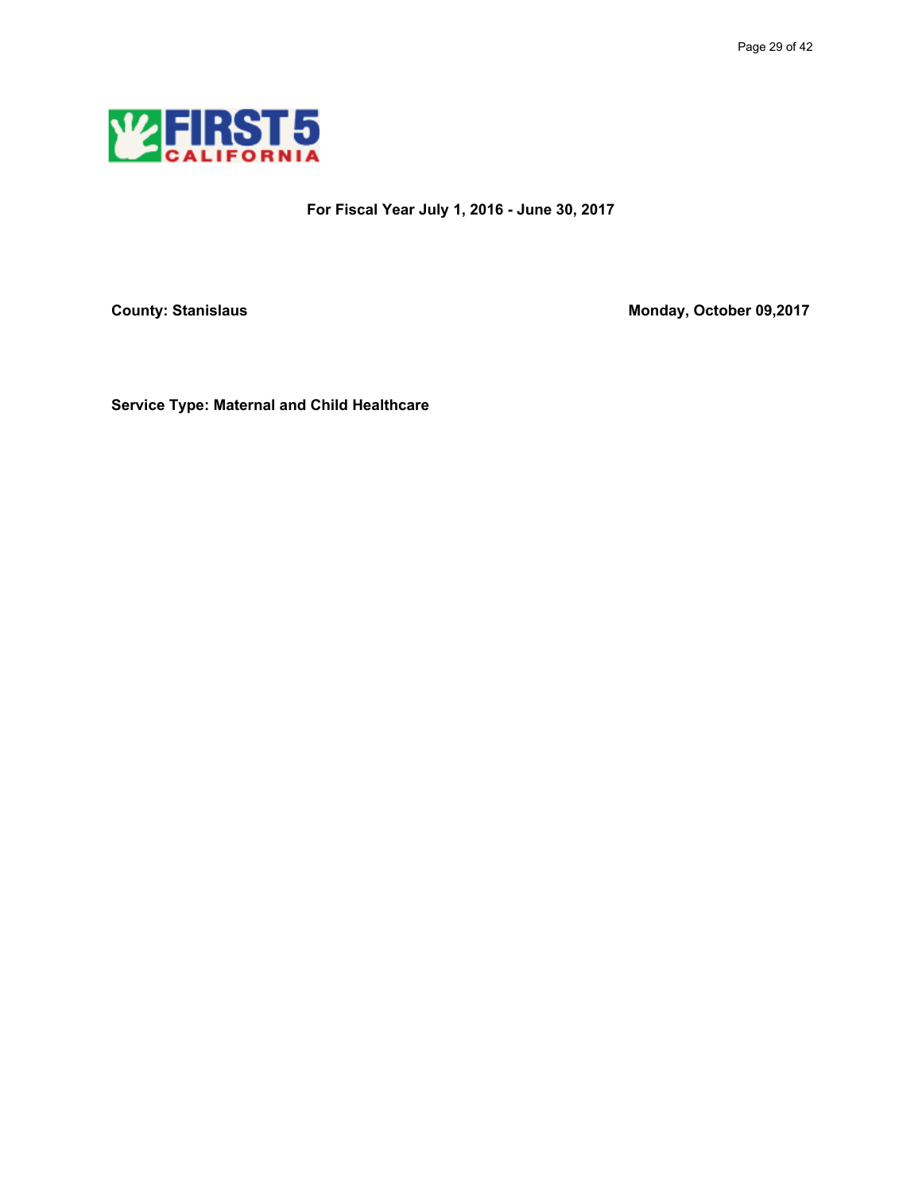**For Fiscal Year July 1, 2016 - June 30, 2017**

**County: Stanislaus**

**Monday, October 09,2017**

**Service Type: Maternal and Child Healthcare**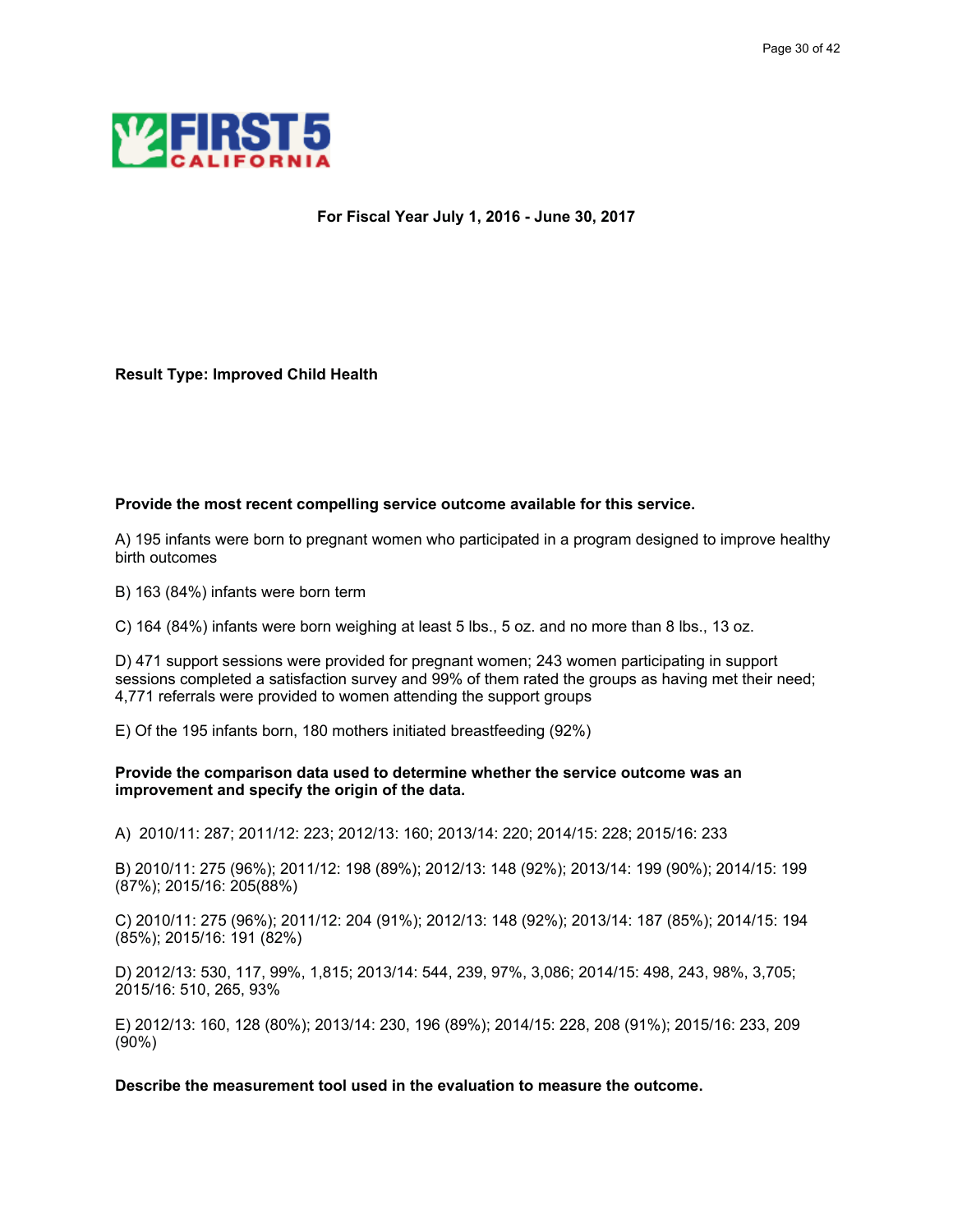**For Fiscal Year July 1, 2016 - June 30, 2017**

**Result Type: Improved Child Health**

**Provide the most recent compelling service outcome available for this service.**

A) 195 infants were born to pregnant women who participated in a program designed to improve healthy birth outcomes

B) 163 (84%) infants were born term

C) 164 (84%) infants were born weighing at least 5 lbs., 5 oz. and no more than 8 lbs., 13 oz.

D) 471 support sessions were provided for pregnant women; 243 women participating in support sessions completed a satisfaction survey and 99% of them rated the groups as having met their need; 4,771 referrals were provided to women attending the support groups

E) Of the 195 infants born, 180 mothers initiated breastfeeding (92%)

**Provide the comparison data used to determine whether the service outcome was an improvement and specify the origin of the data.**

A) 2010/11: 287; 2011/12: 223; 2012/13: 160; 2013/14: 220; 2014/15: 228; 2015/16: 233

B) 2010/11: 275 (96%); 2011/12: 198 (89%); 2012/13: 148 (92%); 2013/14: 199 (90%); 2014/15: 199 (87%); 2015/16: 205(88%)

C) 2010/11: 275 (96%); 2011/12: 204 (91%); 2012/13: 148 (92%); 2013/14: 187 (85%); 2014/15: 194 (85%); 2015/16: 191 (82%)

D) 2012/13: 530, 117, 99%, 1,815; 2013/14: 544, 239, 97%, 3,086; 2014/15: 498, 243, 98%, 3,705; 2015/16: 510, 265, 93%

E) 2012/13: 160, 128 (80%); 2013/14: 230, 196 (89%); 2014/15: 228, 208 (91%); 2015/16: 233, 209 (90%)

**Describe the measurement tool used in the evaluation to measure the outcome.**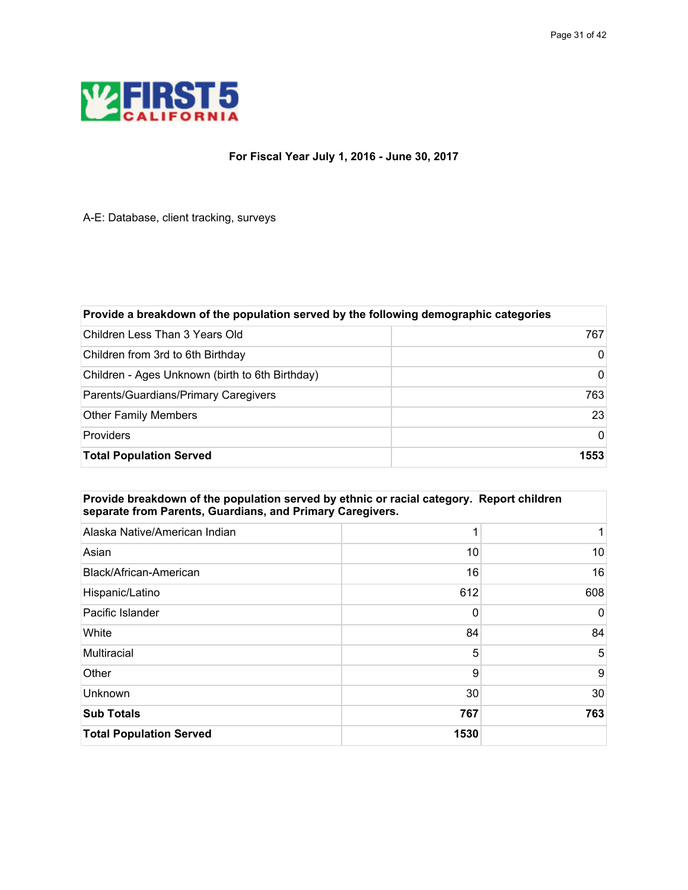**For Fiscal Year July 1, 2016 - June 30, 2017**

A-E: Database, client tracking, surveys

| Provide a breakdown of the population served by the following demographic categories | |
|---|---|
| Children Less Than 3 Years Old | 767 |
| Children from 3rd to 6th Birthday | 0 |
| Children - Ages Unknown (birth to 6th Birthday) | 0 |
| Parents/Guardians/Primary Caregivers | 763 |
| Other Family Members | 23 |
| Providers | 0 |
| **Total Population Served** | **1553** |

| Provide breakdown of the population served by ethnic or racial category. Report children separate from Parents, Guardians, and Primary Caregivers. | | |
|---|---|---|
| Alaska Native/American Indian | 1 | 1 |
| Asian | 10 | 10 |
| Black/African-American | 16 | 16 |
| Hispanic/Latino | 612 | 608 |
| Pacific Islander | 0 | 0 |
| White | 84 | 84 |
| Multiracial | 5 | 5 |
| Other | 9 | 9 |
| Unknown | 30 | 30 |
| **Sub Totals** | **767** | **763** |
| **Total Population Served** | **1530** | |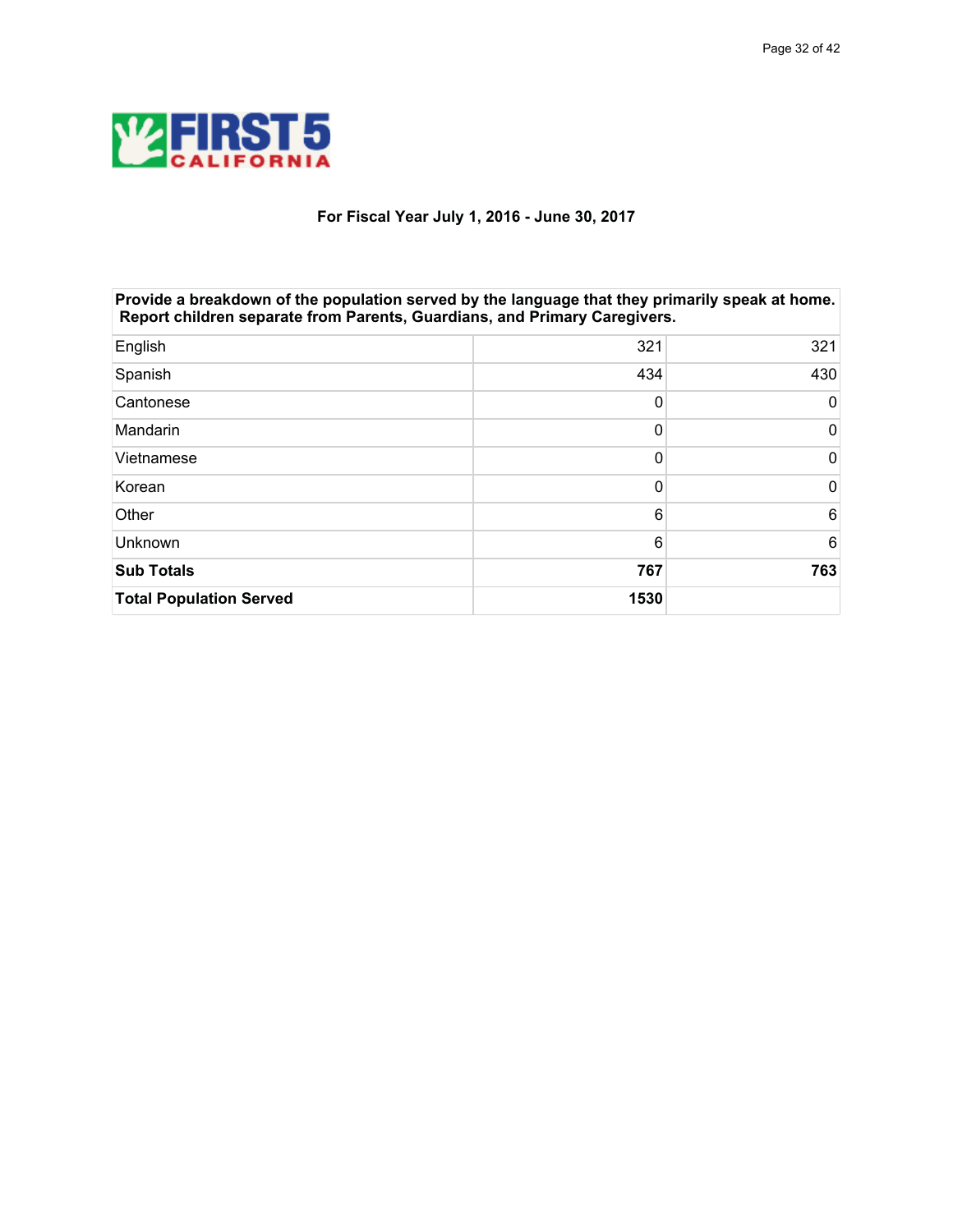**FIRST 5 CALIFORNIA**

**For Fiscal Year July 1, 2016 - June 30, 2017**

| **Provide a breakdown of the population served by the language that they primarily speak at home. Report children separate from Parents, Guardians, and Primary Caregivers.** | | |
|---|---|---|
| English | 321 | 321 |
| Spanish | 434 | 430 |
| Cantonese | 0 | 0 |
| Mandarin | 0 | 0 |
| Vietnamese | 0 | 0 |
| Korean | 0 | 0 |
| Other | 6 | 6 |
| Unknown | 6 | 6 |
| **Sub Totals** | **767** | **763** |
| **Total Population Served** | **1530** | |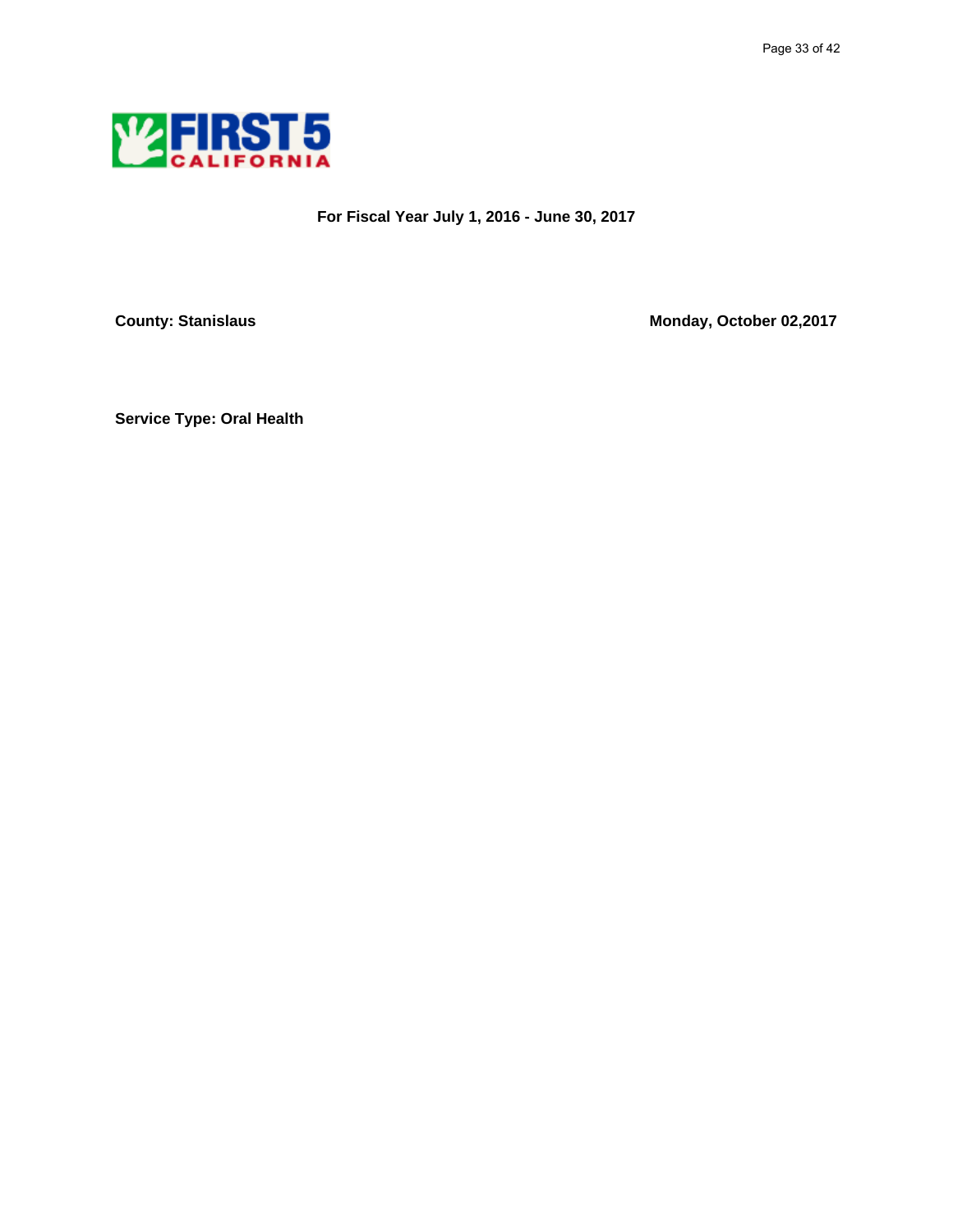FIRST 5 CALIFORNIA

**For Fiscal Year July 1, 2016 - June 30, 2017**

**County: Stanislaus**

**Monday, October 02,2017**

**Service Type: Oral Health**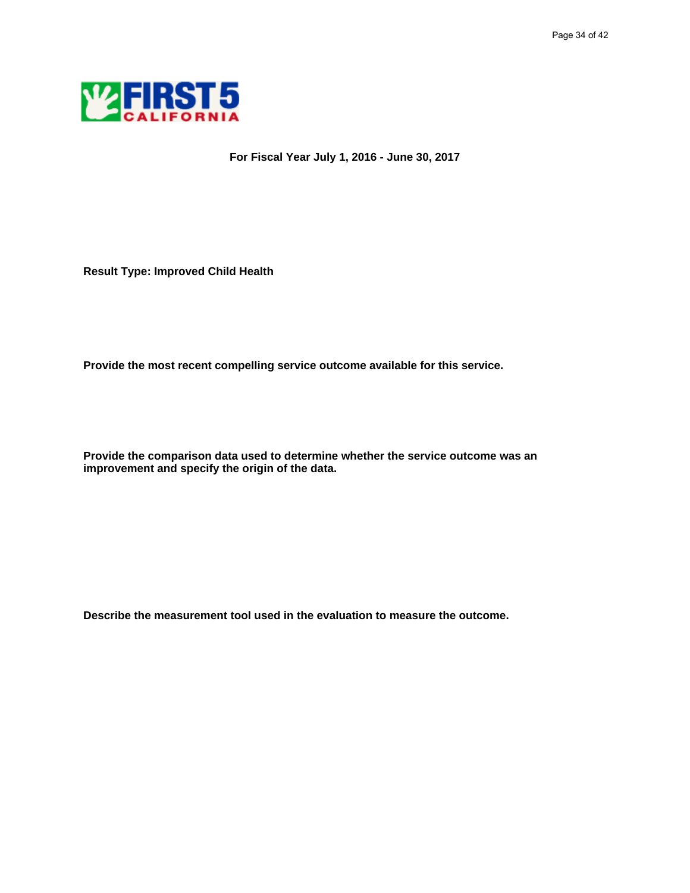**For Fiscal Year July 1, 2016 - June 30, 2017**

**Result Type: Improved Child Health**

**Provide the most recent compelling service outcome available for this service.**

**Provide the comparison data used to determine whether the service outcome was an improvement and specify the origin of the data.**

**Describe the measurement tool used in the evaluation to measure the outcome.**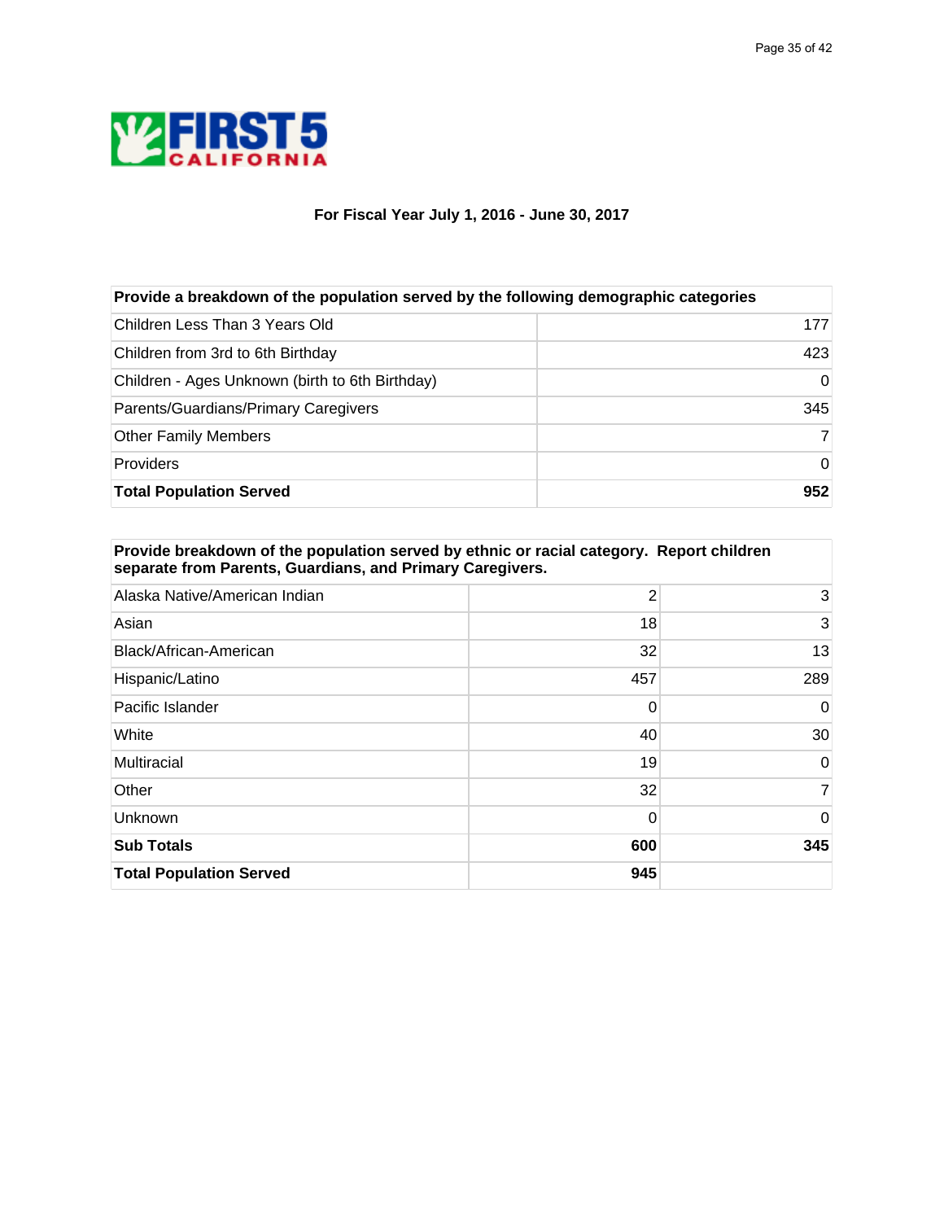FIRST 5 CALIFORNIA

**For Fiscal Year July 1, 2016 - June 30, 2017**

| Provide a breakdown of the population served by the following demographic categories | |
|---|---|
| Children Less Than 3 Years Old | 177 |
| Children from 3rd to 6th Birthday | 423 |
| Children - Ages Unknown (birth to 6th Birthday) | 0 |
| Parents/Guardians/Primary Caregivers | 345 |
| Other Family Members | 7 |
| Providers | 0 |
| **Total Population Served** | **952** |

| Provide breakdown of the population served by ethnic or racial category. Report children separate from Parents, Guardians, and Primary Caregivers. | | |
|---|---|---|
| Alaska Native/American Indian | 2 | 3 |
| Asian | 18 | 3 |
| Black/African-American | 32 | 13 |
| Hispanic/Latino | 457 | 289 |
| Pacific Islander | 0 | 0 |
| White | 40 | 30 |
| Multiracial | 19 | 0 |
| Other | 32 | 7 |
| Unknown | 0 | 0 |
| **Sub Totals** | **600** | **345** |
| **Total Population Served** | **945** | |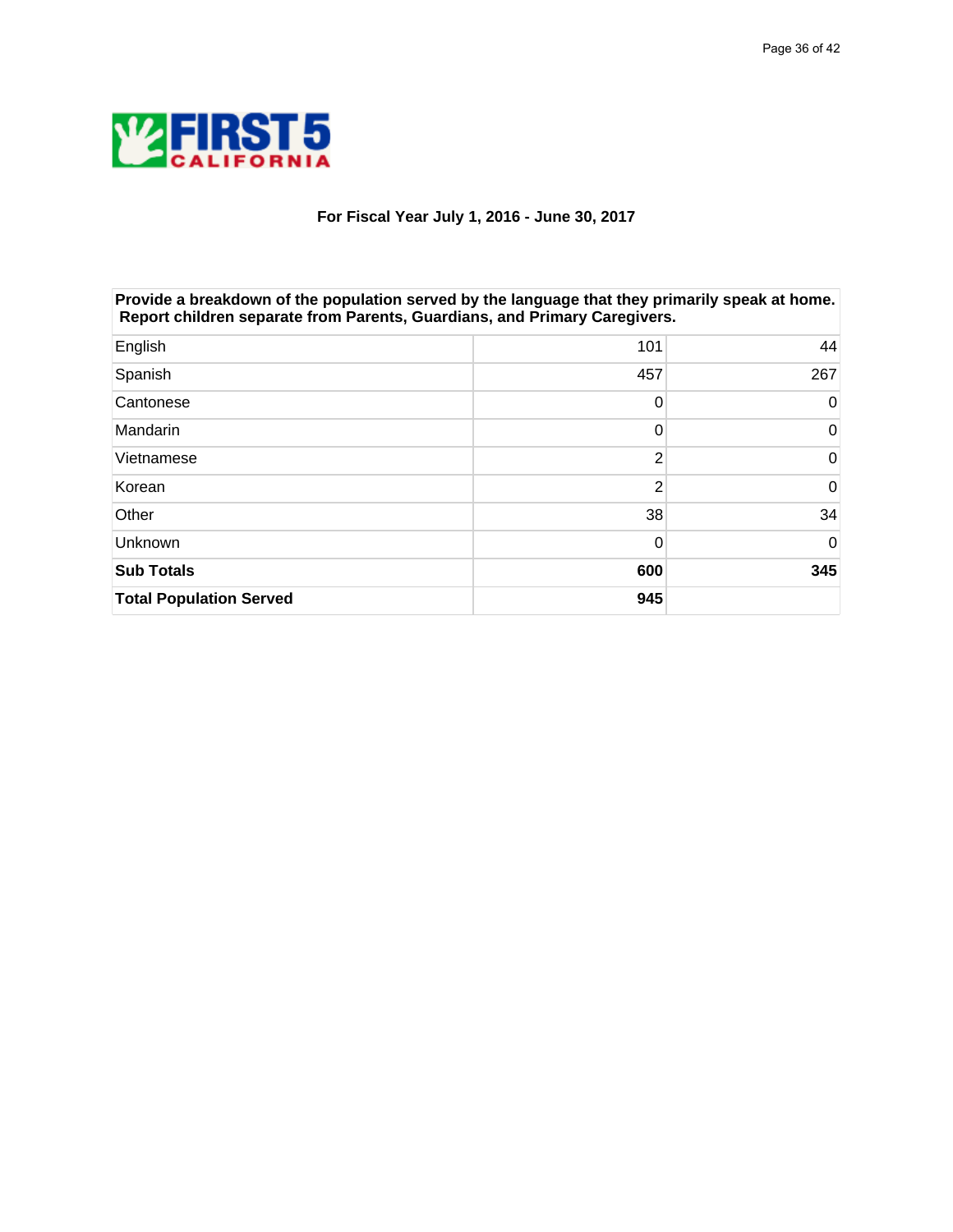**FIRST 5 CALIFORNIA**

**For Fiscal Year July 1, 2016 - June 30, 2017**

| **Provide a breakdown of the population served by the language that they primarily speak at home. Report children separate from Parents, Guardians, and Primary Caregivers.** | | |
|---|---|---|
| English | 101 | 44 |
| Spanish | 457 | 267 |
| Cantonese | 0 | 0 |
| Mandarin | 0 | 0 |
| Vietnamese | 2 | 0 |
| Korean | 2 | 0 |
| Other | 38 | 34 |
| Unknown | 0 | 0 |
| **Sub Totals** | **600** | **345** |
| **Total Population Served** | **945** | |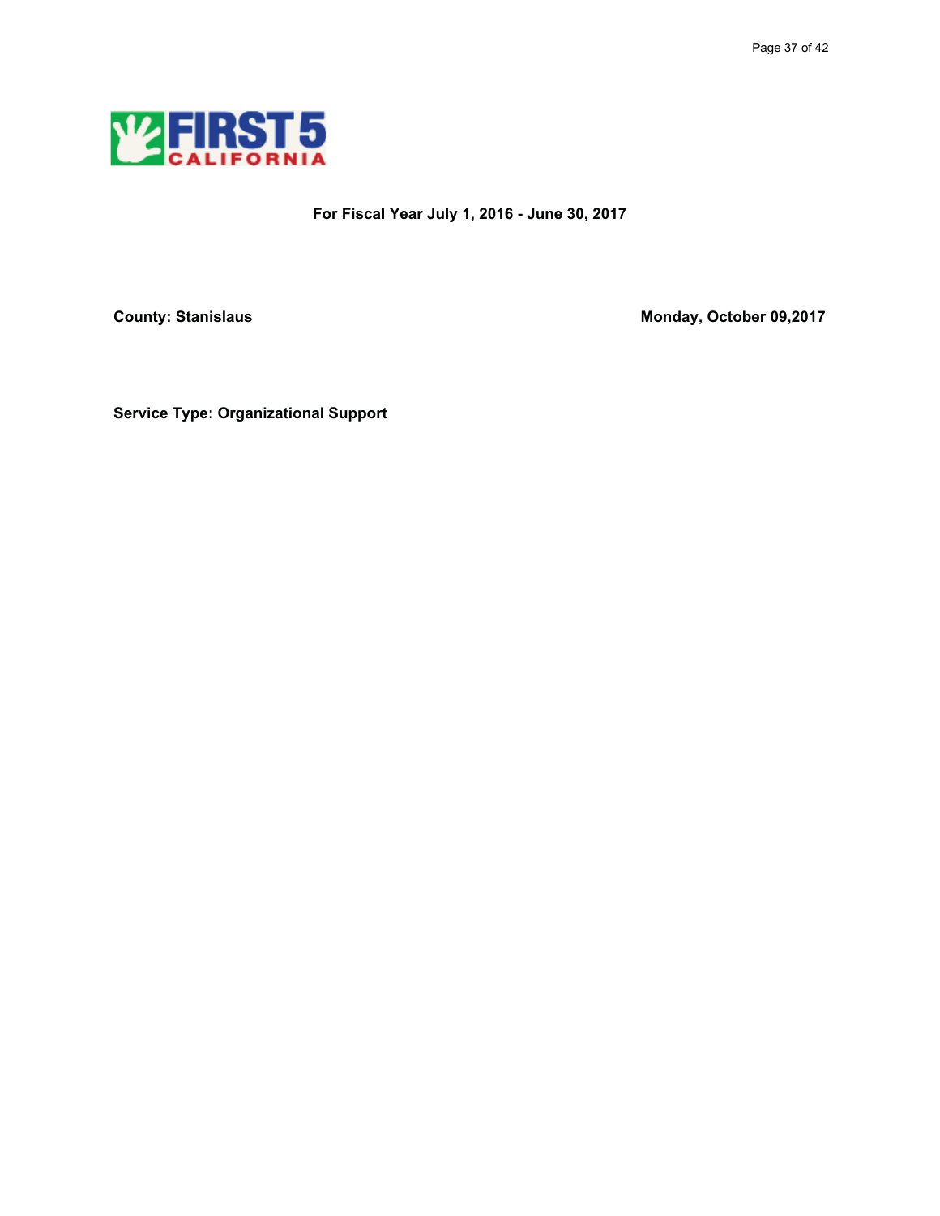**For Fiscal Year July 1, 2016 - June 30, 2017**

**County: Stanislaus**

**Monday, October 09,2017**

**Service Type: Organizational Support**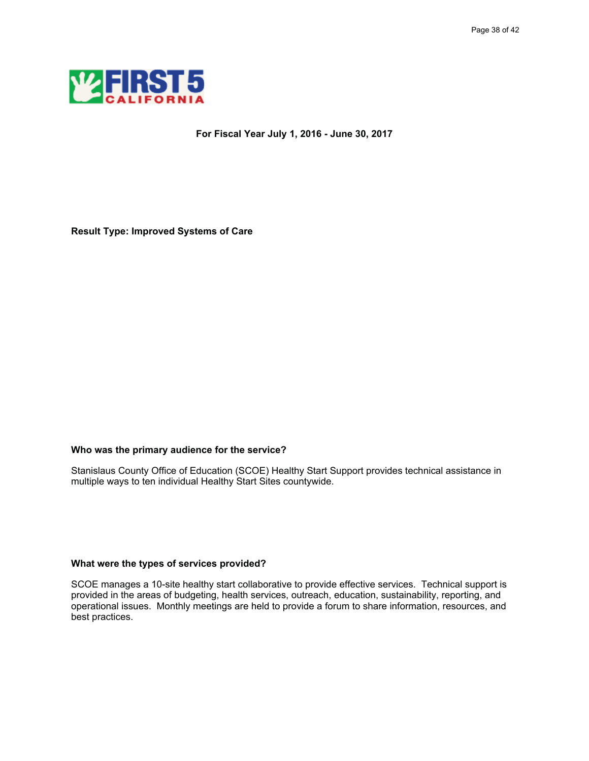**For Fiscal Year July 1, 2016 - June 30, 2017**

**Result Type: Improved Systems of Care**

**Who was the primary audience for the service?**

Stanislaus County Office of Education (SCOE) Healthy Start Support provides technical assistance in multiple ways to ten individual Healthy Start Sites countywide.

**What were the types of services provided?**

SCOE manages a 10-site healthy start collaborative to provide effective services. Technical support is provided in the areas of budgeting, health services, outreach, education, sustainability, reporting, and operational issues. Monthly meetings are held to provide a forum to share information, resources, and best practices.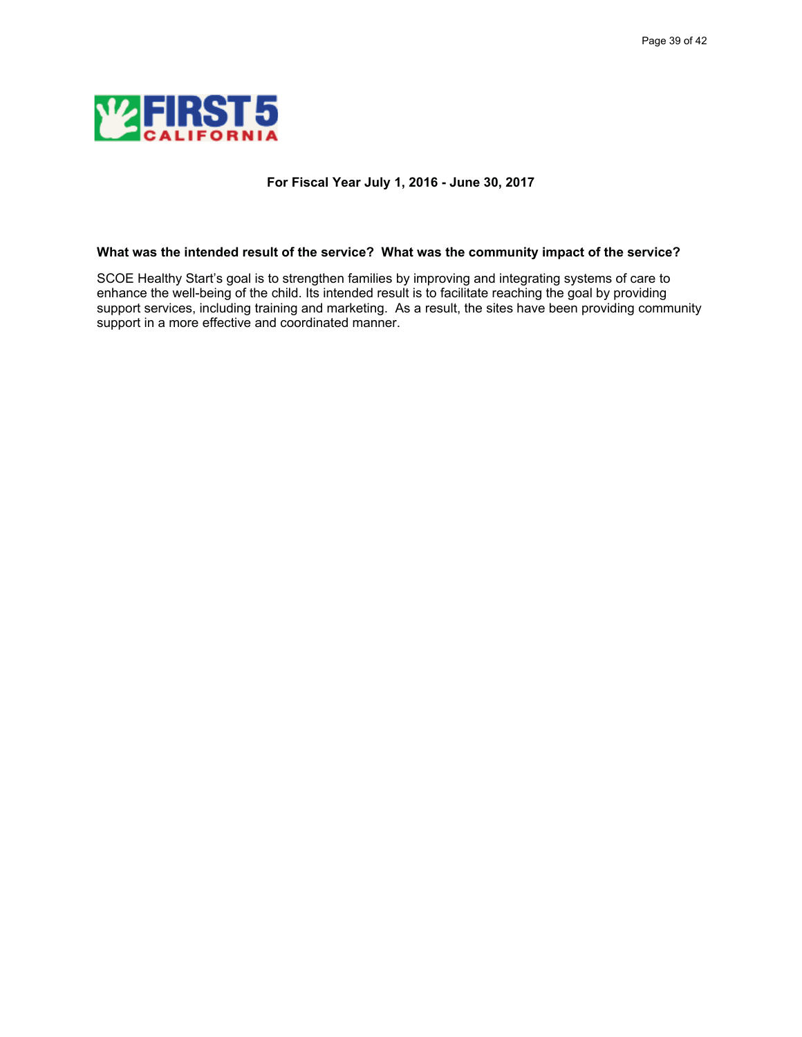**For Fiscal Year July 1, 2016 - June 30, 2017**

**What was the intended result of the service? What was the community impact of the service?**

SCOE Healthy Start's goal is to strengthen families by improving and integrating systems of care to enhance the well-being of the child. Its intended result is to facilitate reaching the goal by providing support services, including training and marketing. As a result, the sites have been providing community support in a more effective and coordinated manner.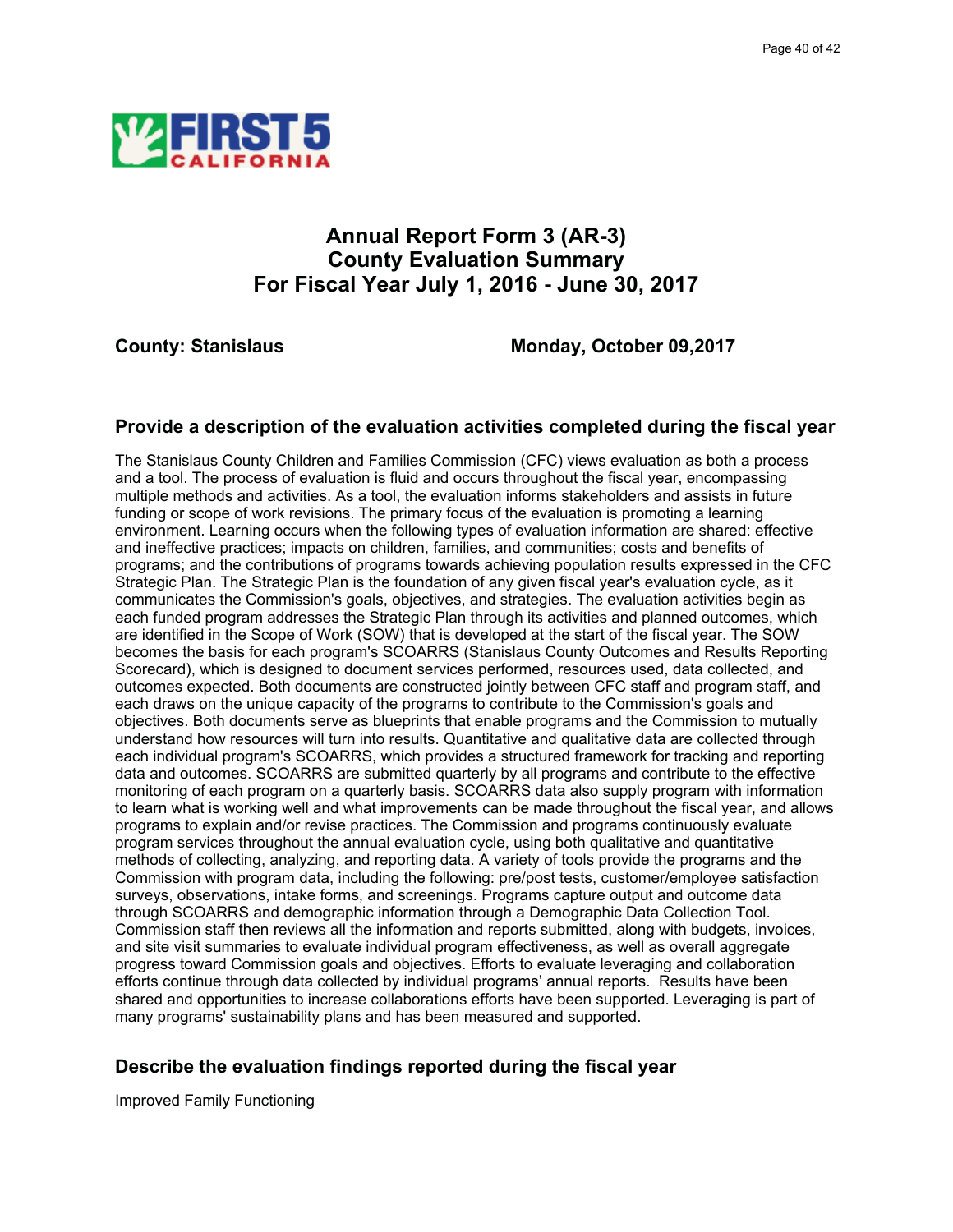# Annual Report Form 3 (AR-3)
# County Evaluation Summary
# For Fiscal Year July 1, 2016 - June 30, 2017

**County: Stanislaus** **Monday, October 09,2017**

## Provide a description of the evaluation activities completed during the fiscal year

The Stanislaus County Children and Families Commission (CFC) views evaluation as both a process and a tool. The process of evaluation is fluid and occurs throughout the fiscal year, encompassing multiple methods and activities. As a tool, the evaluation informs stakeholders and assists in future funding or scope of work revisions. The primary focus of the evaluation is promoting a learning environment. Learning occurs when the following types of evaluation information are shared: effective and ineffective practices; impacts on children, families, and communities; costs and benefits of programs; and the contributions of programs towards achieving population results expressed in the CFC Strategic Plan. The Strategic Plan is the foundation of any given fiscal year's evaluation cycle, as it communicates the Commission's goals, objectives, and strategies. The evaluation activities begin as each funded program addresses the Strategic Plan through its activities and planned outcomes, which are identified in the Scope of Work (SOW) that is developed at the start of the fiscal year. The SOW becomes the basis for each program's SCOARRS (Stanislaus County Outcomes and Results Reporting Scorecard), which is designed to document services performed, resources used, data collected, and outcomes expected. Both documents are constructed jointly between CFC staff and program staff, and each draws on the unique capacity of the programs to contribute to the Commission's goals and objectives. Both documents serve as blueprints that enable programs and the Commission to mutually understand how resources will turn into results. Quantitative and qualitative data are collected through each individual program's SCOARRS, which provides a structured framework for tracking and reporting data and outcomes. SCOARRS are submitted quarterly by all programs and contribute to the effective monitoring of each program on a quarterly basis. SCOARRS data also supply program with information to learn what is working well and what improvements can be made throughout the fiscal year, and allows programs to explain and/or revise practices. The Commission and programs continuously evaluate program services throughout the annual evaluation cycle, using both qualitative and quantitative methods of collecting, analyzing, and reporting data. A variety of tools provide the programs and the Commission with program data, including the following: pre/post tests, customer/employee satisfaction surveys, observations, intake forms, and screenings. Programs capture output and outcome data through SCOARRS and demographic information through a Demographic Data Collection Tool. Commission staff then reviews all the information and reports submitted, along with budgets, invoices, and site visit summaries to evaluate individual program effectiveness, as well as overall aggregate progress toward Commission goals and objectives. Efforts to evaluate leveraging and collaboration efforts continue through data collected by individual programs' annual reports. Results have been shared and opportunities to increase collaborations efforts have been supported. Leveraging is part of many programs' sustainability plans and has been measured and supported.

## Describe the evaluation findings reported during the fiscal year

Improved Family Functioning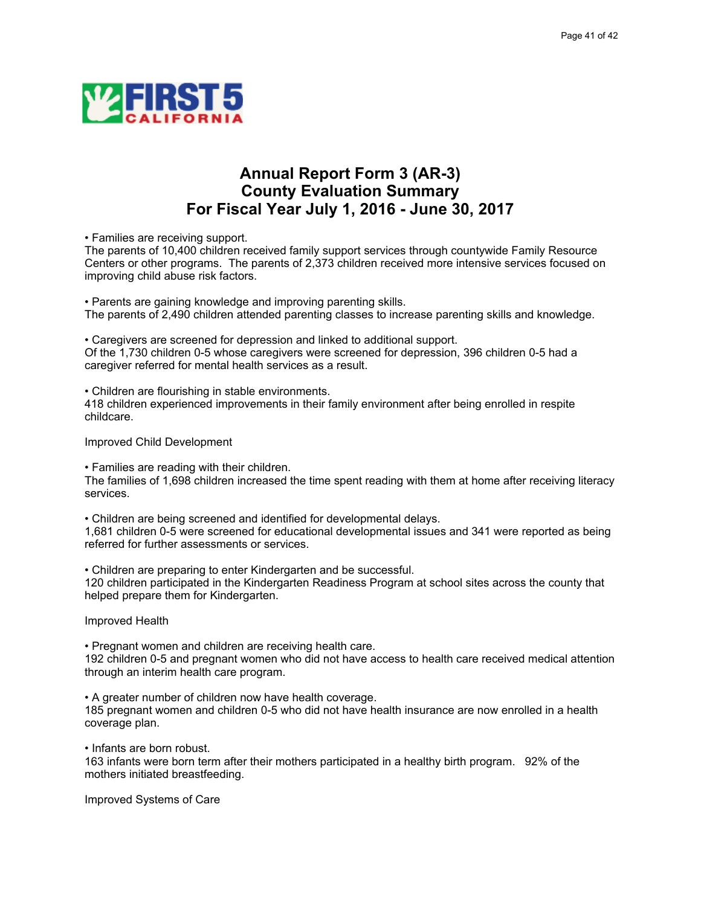# Annual Report Form 3 (AR-3)
# County Evaluation Summary
# For Fiscal Year July 1, 2016 - June 30, 2017

• Families are receiving support.
The parents of 10,400 children received family support services through countywide Family Resource Centers or other programs. The parents of 2,373 children received more intensive services focused on improving child abuse risk factors.

• Parents are gaining knowledge and improving parenting skills.
The parents of 2,490 children attended parenting classes to increase parenting skills and knowledge.

• Caregivers are screened for depression and linked to additional support.
Of the 1,730 children 0-5 whose caregivers were screened for depression, 396 children 0-5 had a caregiver referred for mental health services as a result.

• Children are flourishing in stable environments.
418 children experienced improvements in their family environment after being enrolled in respite childcare.

Improved Child Development

• Families are reading with their children.
The families of 1,698 children increased the time spent reading with them at home after receiving literacy services.

• Children are being screened and identified for developmental delays.
1,681 children 0-5 were screened for educational developmental issues and 341 were reported as being referred for further assessments or services.

• Children are preparing to enter Kindergarten and be successful.
120 children participated in the Kindergarten Readiness Program at school sites across the county that helped prepare them for Kindergarten.

Improved Health

• Pregnant women and children are receiving health care.
192 children 0-5 and pregnant women who did not have access to health care received medical attention through an interim health care program.

• A greater number of children now have health coverage.
185 pregnant women and children 0-5 who did not have health insurance are now enrolled in a health coverage plan.

• Infants are born robust.
163 infants were born term after their mothers participated in a healthy birth program. 92% of the mothers initiated breastfeeding.

Improved Systems of Care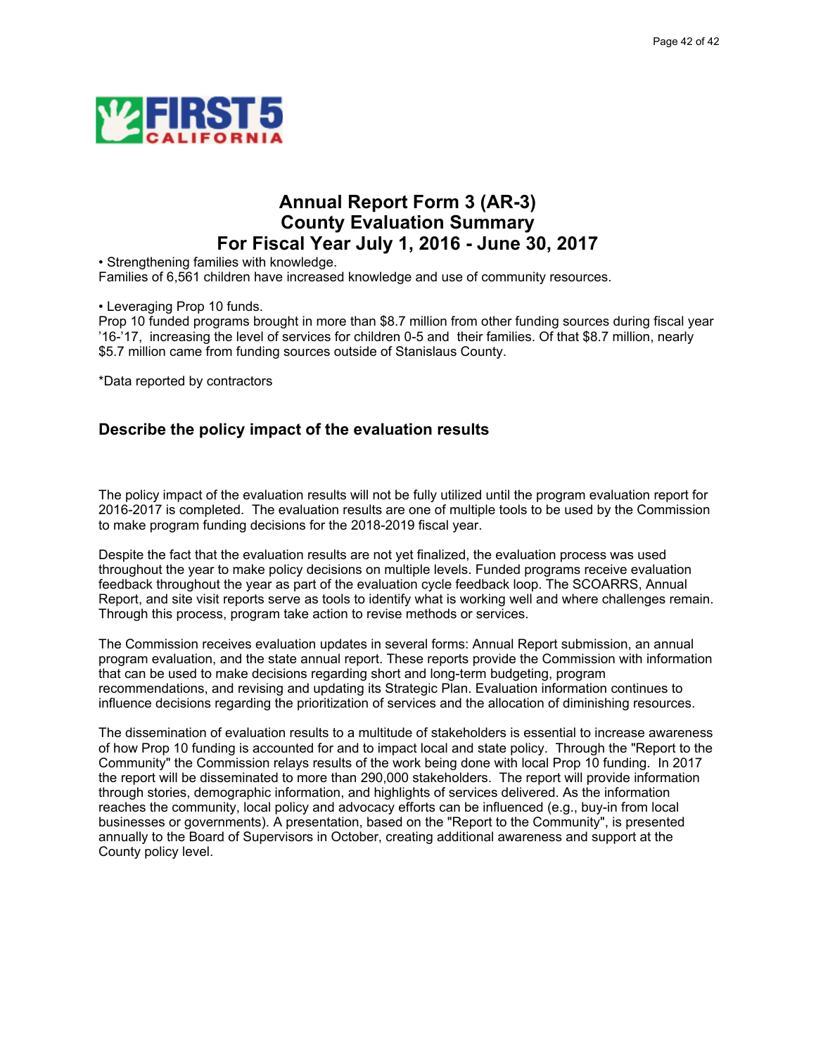# Annual Report Form 3 (AR-3)
# County Evaluation Summary
# For Fiscal Year July 1, 2016 - June 30, 2017

• Strengthening families with knowledge.
Families of 6,561 children have increased knowledge and use of community resources.

• Leveraging Prop 10 funds.
Prop 10 funded programs brought in more than $8.7 million from other funding sources during fiscal year '16-'17, increasing the level of services for children 0-5 and their families. Of that $8.7 million, nearly $5.7 million came from funding sources outside of Stanislaus County.

*Data reported by contractors

### Describe the policy impact of the evaluation results

The policy impact of the evaluation results will not be fully utilized until the program evaluation report for 2016-2017 is completed. The evaluation results are one of multiple tools to be used by the Commission to make program funding decisions for the 2018-2019 fiscal year.

Despite the fact that the evaluation results are not yet finalized, the evaluation process was used throughout the year to make policy decisions on multiple levels. Funded programs receive evaluation feedback throughout the year as part of the evaluation cycle feedback loop. The SCOARRS, Annual Report, and site visit reports serve as tools to identify what is working well and where challenges remain. Through this process, program take action to revise methods or services.

The Commission receives evaluation updates in several forms: Annual Report submission, an annual program evaluation, and the state annual report. These reports provide the Commission with information that can be used to make decisions regarding short and long-term budgeting, program recommendations, and revising and updating its Strategic Plan. Evaluation information continues to influence decisions regarding the prioritization of services and the allocation of diminishing resources.

The dissemination of evaluation results to a multitude of stakeholders is essential to increase awareness of how Prop 10 funding is accounted for and to impact local and state policy. Through the "Report to the Community" the Commission relays results of the work being done with local Prop 10 funding. In 2017 the report will be disseminated to more than 290,000 stakeholders. The report will provide information through stories, demographic information, and highlights of services delivered. As the information reaches the community, local policy and advocacy efforts can be influenced (e.g., buy-in from local businesses or governments). A presentation, based on the "Report to the Community", is presented annually to the Board of Supervisors in October, creating additional awareness and support at the County policy level.